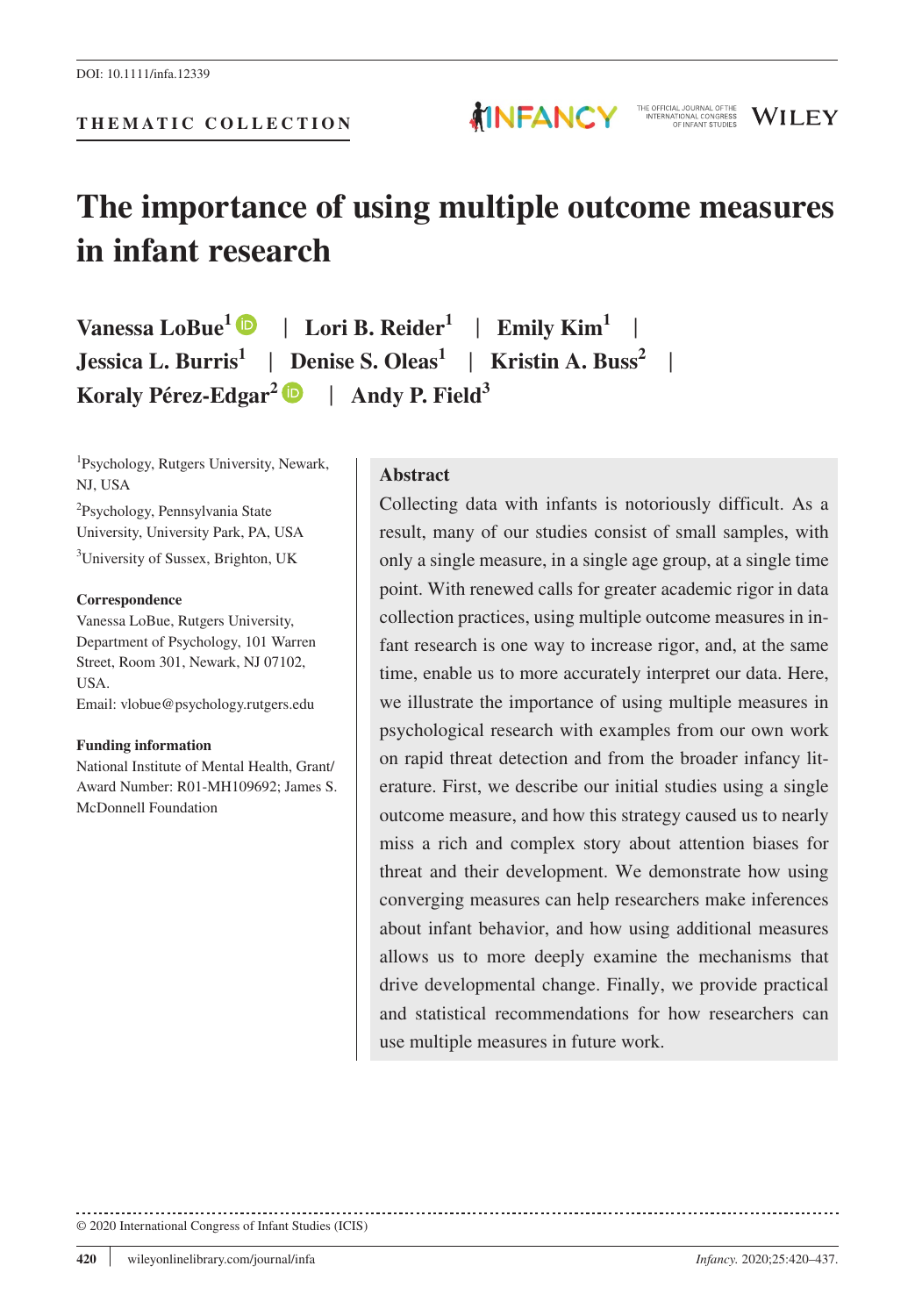DOI: 10.1111/infa.12339

THEMATIC COLLECTION

# The importance of using multiple outcome measures in infant research

**Vanessa LoBue**[1] | **Lori B. Reider**[1] | **Emily Kim**[1] | **Jessica L. Burris**[1] | **Denise S. Oleas**[1] | **Kristin A. Buss**[2] | **Koraly Pérez-Edgar**[2] | **Andy P. Field**[3]

[1]Psychology, Rutgers University, Newark, NJ, USA

[2]Psychology, Pennsylvania State University, University Park, PA, USA

[3]University of Sussex, Brighton, UK

**Correspondence**

Vanessa LoBue, Rutgers University, Department of Psychology, 101 Warren Street, Room 301, Newark, NJ 07102, USA.

Email: vlobue@psychology.rutgers.edu

**Funding information**

National Institute of Mental Health, Grant/Award Number: R01-MH109692; James S. McDonnell Foundation

## Abstract

Collecting data with infants is notoriously difficult. As a result, many of our studies consist of small samples, with only a single measure, in a single age group, at a single time point. With renewed calls for greater academic rigor in data collection practices, using multiple outcome measures in infant research is one way to increase rigor, and, at the same time, enable us to more accurately interpret our data. Here, we illustrate the importance of using multiple measures in psychological research with examples from our own work on rapid threat detection and from the broader infancy literature. First, we describe our initial studies using a single outcome measure, and how this strategy caused us to nearly miss a rich and complex story about attention biases for threat and their development. We demonstrate how using converging measures can help researchers make inferences about infant behavior, and how using additional measures allows us to more deeply examine the mechanisms that drive developmental change. Finally, we provide practical and statistical recommendations for how researchers can use multiple measures in future work.

© 2020 International Congress of Infant Studies (ICIS)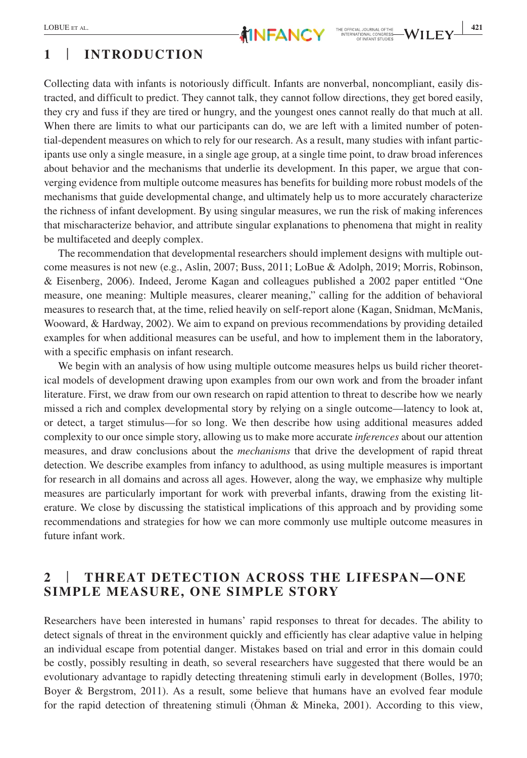## 1 | INTRODUCTION

Collecting data with infants is notoriously difficult. Infants are nonverbal, noncompliant, easily distracted, and difficult to predict. They cannot talk, they cannot follow directions, they get bored easily, they cry and fuss if they are tired or hungry, and the youngest ones cannot really do that much at all. When there are limits to what our participants can do, we are left with a limited number of potential-dependent measures on which to rely for our research. As a result, many studies with infant participants use only a single measure, in a single age group, at a single time point, to draw broad inferences about behavior and the mechanisms that underlie its development. In this paper, we argue that converging evidence from multiple outcome measures has benefits for building more robust models of the mechanisms that guide developmental change, and ultimately help us to more accurately characterize the richness of infant development. By using singular measures, we run the risk of making inferences that mischaracterize behavior, and attribute singular explanations to phenomena that might in reality be multifaceted and deeply complex.

The recommendation that developmental researchers should implement designs with multiple outcome measures is not new (e.g., Aslin, 2007; Buss, 2011; LoBue & Adolph, 2019; Morris, Robinson, & Eisenberg, 2006). Indeed, Jerome Kagan and colleagues published a 2002 paper entitled "One measure, one meaning: Multiple measures, clearer meaning," calling for the addition of behavioral measures to research that, at the time, relied heavily on self-report alone (Kagan, Snidman, McManis, Wooward, & Hardway, 2002). We aim to expand on previous recommendations by providing detailed examples for when additional measures can be useful, and how to implement them in the laboratory, with a specific emphasis on infant research.

We begin with an analysis of how using multiple outcome measures helps us build richer theoretical models of development drawing upon examples from our own work and from the broader infant literature. First, we draw from our own research on rapid attention to threat to describe how we nearly missed a rich and complex developmental story by relying on a single outcome—latency to look at, or detect, a target stimulus—for so long. We then describe how using additional measures added complexity to our once simple story, allowing us to make more accurate *inferences* about our attention measures, and draw conclusions about the *mechanisms* that drive the development of rapid threat detection. We describe examples from infancy to adulthood, as using multiple measures is important for research in all domains and across all ages. However, along the way, we emphasize why multiple measures are particularly important for work with preverbal infants, drawing from the existing literature. We close by discussing the statistical implications of this approach and by providing some recommendations and strategies for how we can more commonly use multiple outcome measures in future infant work.

## 2 | THREAT DETECTION ACROSS THE LIFESPAN—ONE SIMPLE MEASURE, ONE SIMPLE STORY

Researchers have been interested in humans' rapid responses to threat for decades. The ability to detect signals of threat in the environment quickly and efficiently has clear adaptive value in helping an individual escape from potential danger. Mistakes based on trial and error in this domain could be costly, possibly resulting in death, so several researchers have suggested that there would be an evolutionary advantage to rapidly detecting threatening stimuli early in development (Bolles, 1970; Boyer & Bergstrom, 2011). As a result, some believe that humans have an evolved fear module for the rapid detection of threatening stimuli (Öhman & Mineka, 2001). According to this view,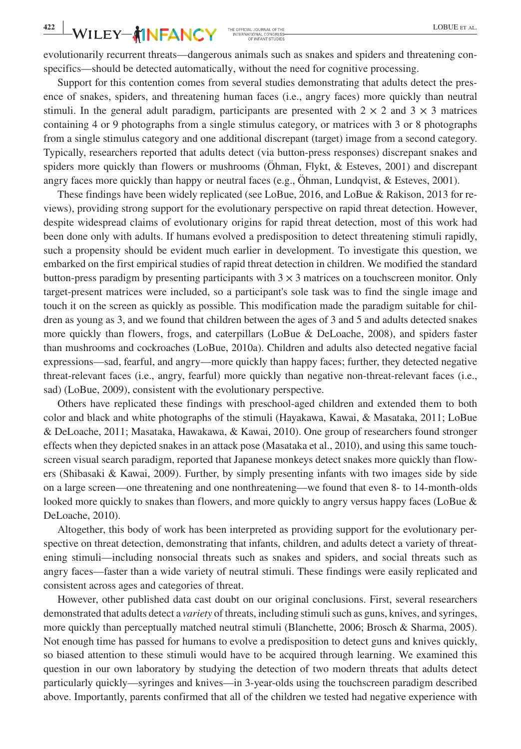evolutionarily recurrent threats—dangerous animals such as snakes and spiders and threatening conspecifics—should be detected automatically, without the need for cognitive processing.

Support for this contention comes from several studies demonstrating that adults detect the presence of snakes, spiders, and threatening human faces (i.e., angry faces) more quickly than neutral stimuli. In the general adult paradigm, participants are presented with $2 \times 2$ and $3 \times 3$ matrices containing 4 or 9 photographs from a single stimulus category, or matrices with 3 or 8 photographs from a single stimulus category and one additional discrepant (target) image from a second category. Typically, researchers reported that adults detect (via button-press responses) discrepant snakes and spiders more quickly than flowers or mushrooms (Öhman, Flykt, & Esteves, 2001) and discrepant angry faces more quickly than happy or neutral faces (e.g., Öhman, Lundqvist, & Esteves, 2001).

These findings have been widely replicated (see LoBue, 2016, and LoBue & Rakison, 2013 for reviews), providing strong support for the evolutionary perspective on rapid threat detection. However, despite widespread claims of evolutionary origins for rapid threat detection, most of this work had been done only with adults. If humans evolved a predisposition to detect threatening stimuli rapidly, such a propensity should be evident much earlier in development. To investigate this question, we embarked on the first empirical studies of rapid threat detection in children. We modified the standard button-press paradigm by presenting participants with $3 \times 3$ matrices on a touchscreen monitor. Only target-present matrices were included, so a participant's sole task was to find the single image and touch it on the screen as quickly as possible. This modification made the paradigm suitable for children as young as 3, and we found that children between the ages of 3 and 5 and adults detected snakes more quickly than flowers, frogs, and caterpillars (LoBue & DeLoache, 2008), and spiders faster than mushrooms and cockroaches (LoBue, 2010a). Children and adults also detected negative facial expressions—sad, fearful, and angry—more quickly than happy faces; further, they detected negative threat-relevant faces (i.e., angry, fearful) more quickly than negative non-threat-relevant faces (i.e., sad) (LoBue, 2009), consistent with the evolutionary perspective.

Others have replicated these findings with preschool-aged children and extended them to both color and black and white photographs of the stimuli (Hayakawa, Kawai, & Masataka, 2011; LoBue & DeLoache, 2011; Masataka, Hawakawa, & Kawai, 2010). One group of researchers found stronger effects when they depicted snakes in an attack pose (Masataka et al., 2010), and using this same touchscreen visual search paradigm, reported that Japanese monkeys detect snakes more quickly than flowers (Shibasaki & Kawai, 2009). Further, by simply presenting infants with two images side by side on a large screen—one threatening and one nonthreatening—we found that even 8- to 14-month-olds looked more quickly to snakes than flowers, and more quickly to angry versus happy faces (LoBue & DeLoache, 2010).

Altogether, this body of work has been interpreted as providing support for the evolutionary perspective on threat detection, demonstrating that infants, children, and adults detect a variety of threatening stimuli—including nonsocial threats such as snakes and spiders, and social threats such as angry faces—faster than a wide variety of neutral stimuli. These findings were easily replicated and consistent across ages and categories of threat.

However, other published data cast doubt on our original conclusions. First, several researchers demonstrated that adults detect a *variety* of threats, including stimuli such as guns, knives, and syringes, more quickly than perceptually matched neutral stimuli (Blanchette, 2006; Brosch & Sharma, 2005). Not enough time has passed for humans to evolve a predisposition to detect guns and knives quickly, so biased attention to these stimuli would have to be acquired through learning. We examined this question in our own laboratory by studying the detection of two modern threats that adults detect particularly quickly—syringes and knives—in 3-year-olds using the touchscreen paradigm described above. Importantly, parents confirmed that all of the children we tested had negative experience with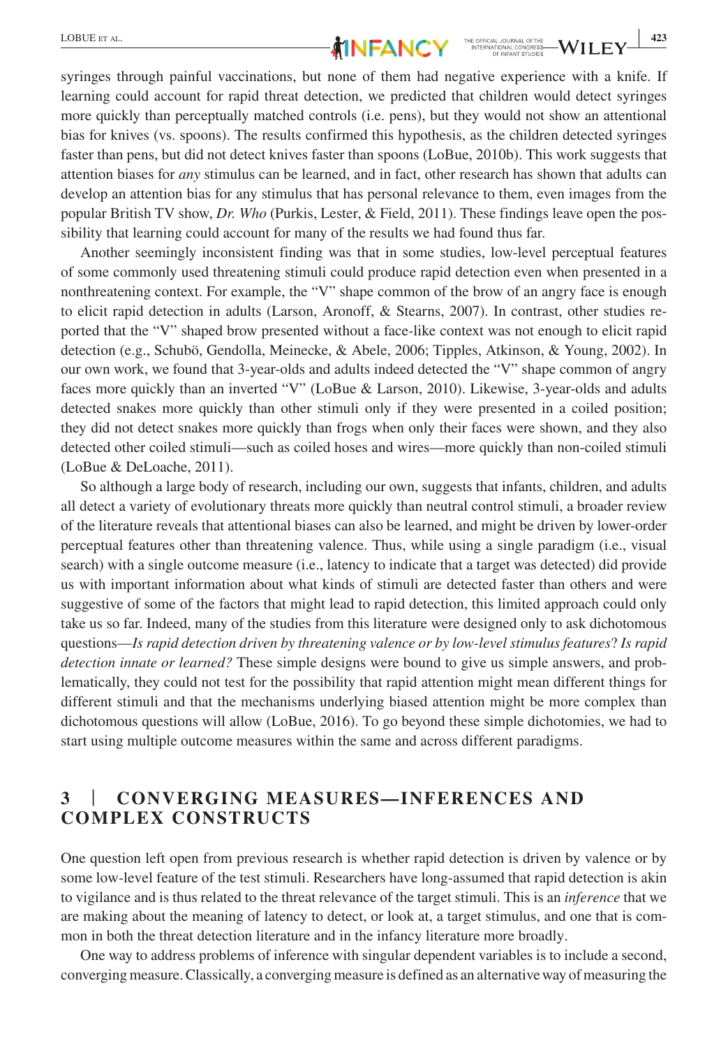syringes through painful vaccinations, but none of them had negative experience with a knife. If learning could account for rapid threat detection, we predicted that children would detect syringes more quickly than perceptually matched controls (i.e. pens), but they would not show an attentional bias for knives (vs. spoons). The results confirmed this hypothesis, as the children detected syringes faster than pens, but did not detect knives faster than spoons (LoBue, 2010b). This work suggests that attention biases for *any* stimulus can be learned, and in fact, other research has shown that adults can develop an attention bias for any stimulus that has personal relevance to them, even images from the popular British TV show, *Dr. Who* (Purkis, Lester, & Field, 2011). These findings leave open the possibility that learning could account for many of the results we had found thus far.

Another seemingly inconsistent finding was that in some studies, low-level perceptual features of some commonly used threatening stimuli could produce rapid detection even when presented in a nonthreatening context. For example, the "V" shape common of the brow of an angry face is enough to elicit rapid detection in adults (Larson, Aronoff, & Stearns, 2007). In contrast, other studies reported that the "V" shaped brow presented without a face-like context was not enough to elicit rapid detection (e.g., Schubö, Gendolla, Meinecke, & Abele, 2006; Tipples, Atkinson, & Young, 2002). In our own work, we found that 3-year-olds and adults indeed detected the "V" shape common of angry faces more quickly than an inverted "V" (LoBue & Larson, 2010). Likewise, 3-year-olds and adults detected snakes more quickly than other stimuli only if they were presented in a coiled position; they did not detect snakes more quickly than frogs when only their faces were shown, and they also detected other coiled stimuli—such as coiled hoses and wires—more quickly than non-coiled stimuli (LoBue & DeLoache, 2011).

So although a large body of research, including our own, suggests that infants, children, and adults all detect a variety of evolutionary threats more quickly than neutral control stimuli, a broader review of the literature reveals that attentional biases can also be learned, and might be driven by lower-order perceptual features other than threatening valence. Thus, while using a single paradigm (i.e., visual search) with a single outcome measure (i.e., latency to indicate that a target was detected) did provide us with important information about what kinds of stimuli are detected faster than others and were suggestive of some of the factors that might lead to rapid detection, this limited approach could only take us so far. Indeed, many of the studies from this literature were designed only to ask dichotomous questions—*Is rapid detection driven by threatening valence or by low-level stimulus features*? *Is rapid detection innate or learned?* These simple designs were bound to give us simple answers, and problematically, they could not test for the possibility that rapid attention might mean different things for different stimuli and that the mechanisms underlying biased attention might be more complex than dichotomous questions will allow (LoBue, 2016). To go beyond these simple dichotomies, we had to start using multiple outcome measures within the same and across different paradigms.

## 3 | CONVERGING MEASURES—INFERENCES AND COMPLEX CONSTRUCTS

One question left open from previous research is whether rapid detection is driven by valence or by some low-level feature of the test stimuli. Researchers have long-assumed that rapid detection is akin to vigilance and is thus related to the threat relevance of the target stimuli. This is an *inference* that we are making about the meaning of latency to detect, or look at, a target stimulus, and one that is common in both the threat detection literature and in the infancy literature more broadly.

One way to address problems of inference with singular dependent variables is to include a second, converging measure. Classically, a converging measure is defined as an alternative way of measuring the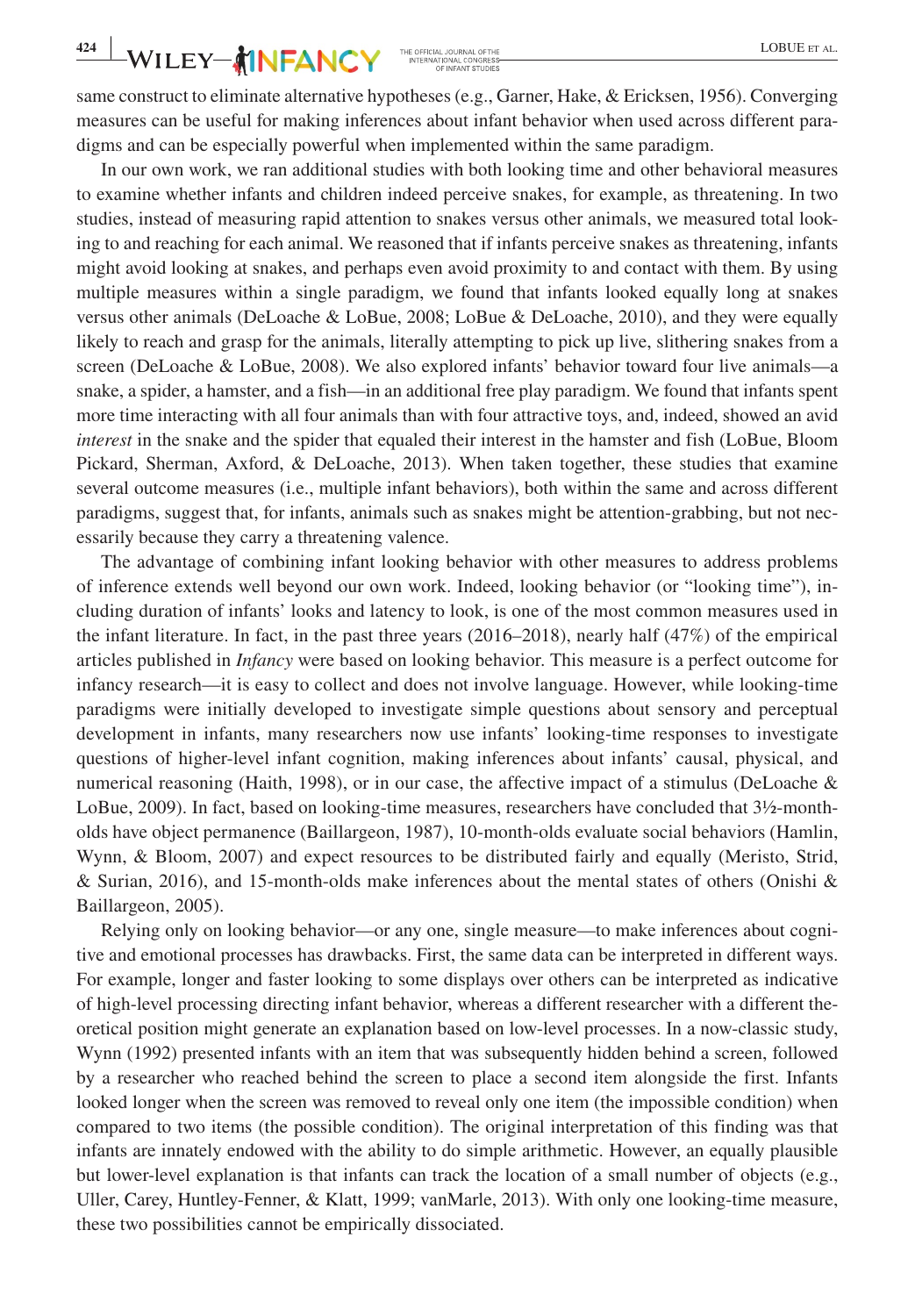same construct to eliminate alternative hypotheses (e.g., Garner, Hake, & Ericksen, 1956). Converging measures can be useful for making inferences about infant behavior when used across different paradigms and can be especially powerful when implemented within the same paradigm.

In our own work, we ran additional studies with both looking time and other behavioral measures to examine whether infants and children indeed perceive snakes, for example, as threatening. In two studies, instead of measuring rapid attention to snakes versus other animals, we measured total looking to and reaching for each animal. We reasoned that if infants perceive snakes as threatening, infants might avoid looking at snakes, and perhaps even avoid proximity to and contact with them. By using multiple measures within a single paradigm, we found that infants looked equally long at snakes versus other animals (DeLoache & LoBue, 2008; LoBue & DeLoache, 2010), and they were equally likely to reach and grasp for the animals, literally attempting to pick up live, slithering snakes from a screen (DeLoache & LoBue, 2008). We also explored infants' behavior toward four live animals—a snake, a spider, a hamster, and a fish—in an additional free play paradigm. We found that infants spent more time interacting with all four animals than with four attractive toys, and, indeed, showed an avid *interest* in the snake and the spider that equaled their interest in the hamster and fish (LoBue, Bloom Pickard, Sherman, Axford, & DeLoache, 2013). When taken together, these studies that examine several outcome measures (i.e., multiple infant behaviors), both within the same and across different paradigms, suggest that, for infants, animals such as snakes might be attention-grabbing, but not necessarily because they carry a threatening valence.

The advantage of combining infant looking behavior with other measures to address problems of inference extends well beyond our own work. Indeed, looking behavior (or "looking time"), including duration of infants' looks and latency to look, is one of the most common measures used in the infant literature. In fact, in the past three years (2016–2018), nearly half (47%) of the empirical articles published in *Infancy* were based on looking behavior. This measure is a perfect outcome for infancy research—it is easy to collect and does not involve language. However, while looking-time paradigms were initially developed to investigate simple questions about sensory and perceptual development in infants, many researchers now use infants' looking-time responses to investigate questions of higher-level infant cognition, making inferences about infants' causal, physical, and numerical reasoning (Haith, 1998), or in our case, the affective impact of a stimulus (DeLoache & LoBue, 2009). In fact, based on looking-time measures, researchers have concluded that 3½-month-olds have object permanence (Baillargeon, 1987), 10-month-olds evaluate social behaviors (Hamlin, Wynn, & Bloom, 2007) and expect resources to be distributed fairly and equally (Meristo, Strid, & Surian, 2016), and 15-month-olds make inferences about the mental states of others (Onishi & Baillargeon, 2005).

Relying only on looking behavior—or any one, single measure—to make inferences about cognitive and emotional processes has drawbacks. First, the same data can be interpreted in different ways. For example, longer and faster looking to some displays over others can be interpreted as indicative of high-level processing directing infant behavior, whereas a different researcher with a different theoretical position might generate an explanation based on low-level processes. In a now-classic study, Wynn (1992) presented infants with an item that was subsequently hidden behind a screen, followed by a researcher who reached behind the screen to place a second item alongside the first. Infants looked longer when the screen was removed to reveal only one item (the impossible condition) when compared to two items (the possible condition). The original interpretation of this finding was that infants are innately endowed with the ability to do simple arithmetic. However, an equally plausible but lower-level explanation is that infants can track the location of a small number of objects (e.g., Uller, Carey, Huntley-Fenner, & Klatt, 1999; vanMarle, 2013). With only one looking-time measure, these two possibilities cannot be empirically dissociated.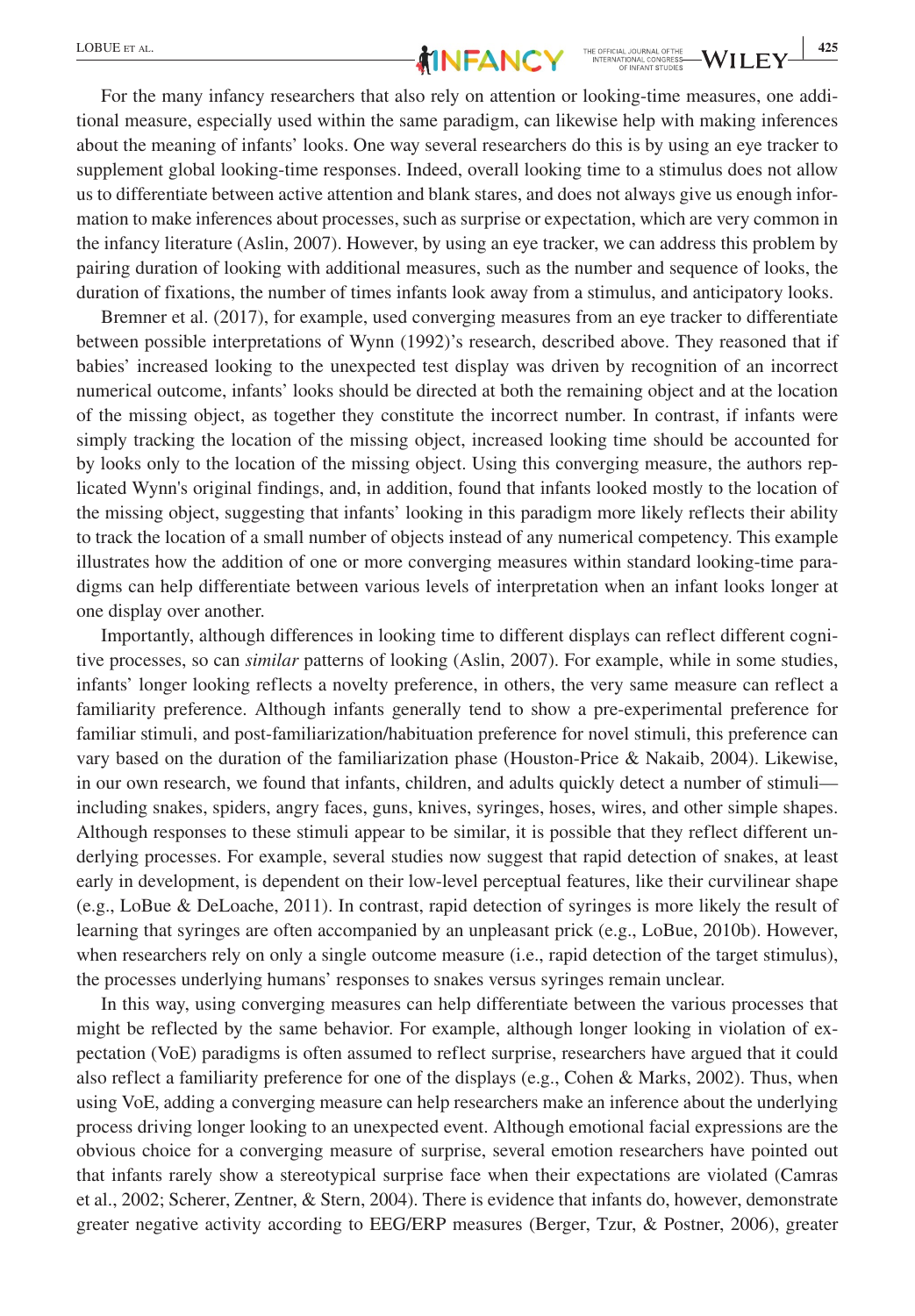For the many infancy researchers that also rely on attention or looking-time measures, one additional measure, especially used within the same paradigm, can likewise help with making inferences about the meaning of infants' looks. One way several researchers do this is by using an eye tracker to supplement global looking-time responses. Indeed, overall looking time to a stimulus does not allow us to differentiate between active attention and blank stares, and does not always give us enough information to make inferences about processes, such as surprise or expectation, which are very common in the infancy literature (Aslin, 2007). However, by using an eye tracker, we can address this problem by pairing duration of looking with additional measures, such as the number and sequence of looks, the duration of fixations, the number of times infants look away from a stimulus, and anticipatory looks.

Bremner et al. (2017), for example, used converging measures from an eye tracker to differentiate between possible interpretations of Wynn (1992)'s research, described above. They reasoned that if babies' increased looking to the unexpected test display was driven by recognition of an incorrect numerical outcome, infants' looks should be directed at both the remaining object and at the location of the missing object, as together they constitute the incorrect number. In contrast, if infants were simply tracking the location of the missing object, increased looking time should be accounted for by looks only to the location of the missing object. Using this converging measure, the authors replicated Wynn's original findings, and, in addition, found that infants looked mostly to the location of the missing object, suggesting that infants' looking in this paradigm more likely reflects their ability to track the location of a small number of objects instead of any numerical competency. This example illustrates how the addition of one or more converging measures within standard looking-time paradigms can help differentiate between various levels of interpretation when an infant looks longer at one display over another.

Importantly, although differences in looking time to different displays can reflect different cognitive processes, so can *similar* patterns of looking (Aslin, 2007). For example, while in some studies, infants' longer looking reflects a novelty preference, in others, the very same measure can reflect a familiarity preference. Although infants generally tend to show a pre-experimental preference for familiar stimuli, and post-familiarization/habituation preference for novel stimuli, this preference can vary based on the duration of the familiarization phase (Houston-Price & Nakaib, 2004). Likewise, in our own research, we found that infants, children, and adults quickly detect a number of stimuli—including snakes, spiders, angry faces, guns, knives, syringes, hoses, wires, and other simple shapes. Although responses to these stimuli appear to be similar, it is possible that they reflect different underlying processes. For example, several studies now suggest that rapid detection of snakes, at least early in development, is dependent on their low-level perceptual features, like their curvilinear shape (e.g., LoBue & DeLoache, 2011). In contrast, rapid detection of syringes is more likely the result of learning that syringes are often accompanied by an unpleasant prick (e.g., LoBue, 2010b). However, when researchers rely on only a single outcome measure (i.e., rapid detection of the target stimulus), the processes underlying humans' responses to snakes versus syringes remain unclear.

In this way, using converging measures can help differentiate between the various processes that might be reflected by the same behavior. For example, although longer looking in violation of expectation (VoE) paradigms is often assumed to reflect surprise, researchers have argued that it could also reflect a familiarity preference for one of the displays (e.g., Cohen & Marks, 2002). Thus, when using VoE, adding a converging measure can help researchers make an inference about the underlying process driving longer looking to an unexpected event. Although emotional facial expressions are the obvious choice for a converging measure of surprise, several emotion researchers have pointed out that infants rarely show a stereotypical surprise face when their expectations are violated (Camras et al., 2002; Scherer, Zentner, & Stern, 2004). There is evidence that infants do, however, demonstrate greater negative activity according to EEG/ERP measures (Berger, Tzur, & Postner, 2006), greater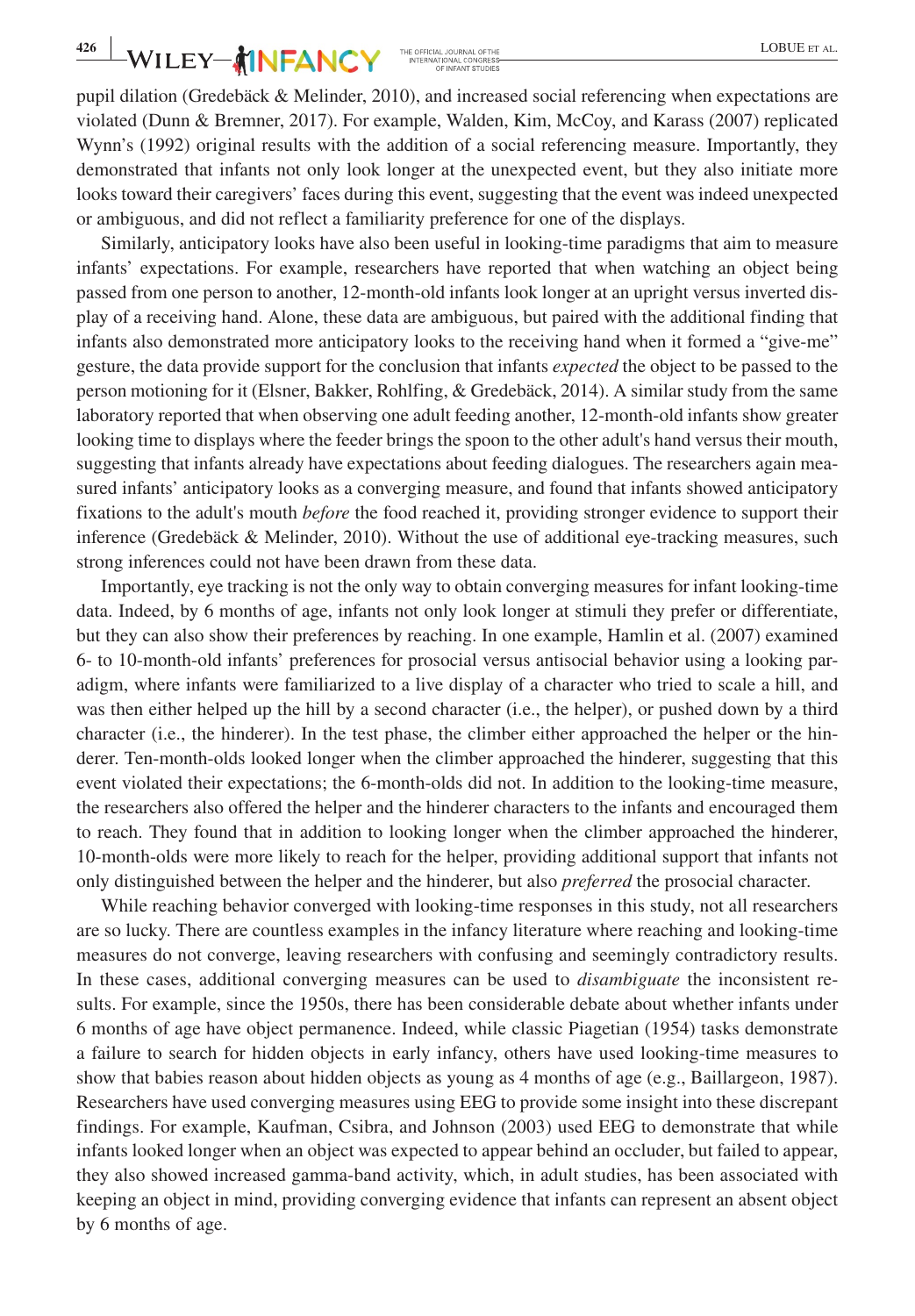pupil dilation (Gredebäck & Melinder, 2010), and increased social referencing when expectations are violated (Dunn & Bremner, 2017). For example, Walden, Kim, McCoy, and Karass (2007) replicated Wynn's (1992) original results with the addition of a social referencing measure. Importantly, they demonstrated that infants not only look longer at the unexpected event, but they also initiate more looks toward their caregivers' faces during this event, suggesting that the event was indeed unexpected or ambiguous, and did not reflect a familiarity preference for one of the displays.

Similarly, anticipatory looks have also been useful in looking-time paradigms that aim to measure infants' expectations. For example, researchers have reported that when watching an object being passed from one person to another, 12-month-old infants look longer at an upright versus inverted display of a receiving hand. Alone, these data are ambiguous, but paired with the additional finding that infants also demonstrated more anticipatory looks to the receiving hand when it formed a "give-me" gesture, the data provide support for the conclusion that infants *expected* the object to be passed to the person motioning for it (Elsner, Bakker, Rohlfing, & Gredebäck, 2014). A similar study from the same laboratory reported that when observing one adult feeding another, 12-month-old infants show greater looking time to displays where the feeder brings the spoon to the other adult's hand versus their mouth, suggesting that infants already have expectations about feeding dialogues. The researchers again measured infants' anticipatory looks as a converging measure, and found that infants showed anticipatory fixations to the adult's mouth *before* the food reached it, providing stronger evidence to support their inference (Gredebäck & Melinder, 2010). Without the use of additional eye-tracking measures, such strong inferences could not have been drawn from these data.

Importantly, eye tracking is not the only way to obtain converging measures for infant looking-time data. Indeed, by 6 months of age, infants not only look longer at stimuli they prefer or differentiate, but they can also show their preferences by reaching. In one example, Hamlin et al. (2007) examined 6- to 10-month-old infants' preferences for prosocial versus antisocial behavior using a looking paradigm, where infants were familiarized to a live display of a character who tried to scale a hill, and was then either helped up the hill by a second character (i.e., the helper), or pushed down by a third character (i.e., the hinderer). In the test phase, the climber either approached the helper or the hinderer. Ten-month-olds looked longer when the climber approached the hinderer, suggesting that this event violated their expectations; the 6-month-olds did not. In addition to the looking-time measure, the researchers also offered the helper and the hinderer characters to the infants and encouraged them to reach. They found that in addition to looking longer when the climber approached the hinderer, 10-month-olds were more likely to reach for the helper, providing additional support that infants not only distinguished between the helper and the hinderer, but also *preferred* the prosocial character.

While reaching behavior converged with looking-time responses in this study, not all researchers are so lucky. There are countless examples in the infancy literature where reaching and looking-time measures do not converge, leaving researchers with confusing and seemingly contradictory results. In these cases, additional converging measures can be used to *disambiguate* the inconsistent results. For example, since the 1950s, there has been considerable debate about whether infants under 6 months of age have object permanence. Indeed, while classic Piagetian (1954) tasks demonstrate a failure to search for hidden objects in early infancy, others have used looking-time measures to show that babies reason about hidden objects as young as 4 months of age (e.g., Baillargeon, 1987). Researchers have used converging measures using EEG to provide some insight into these discrepant findings. For example, Kaufman, Csibra, and Johnson (2003) used EEG to demonstrate that while infants looked longer when an object was expected to appear behind an occluder, but failed to appear, they also showed increased gamma-band activity, which, in adult studies, has been associated with keeping an object in mind, providing converging evidence that infants can represent an absent object by 6 months of age.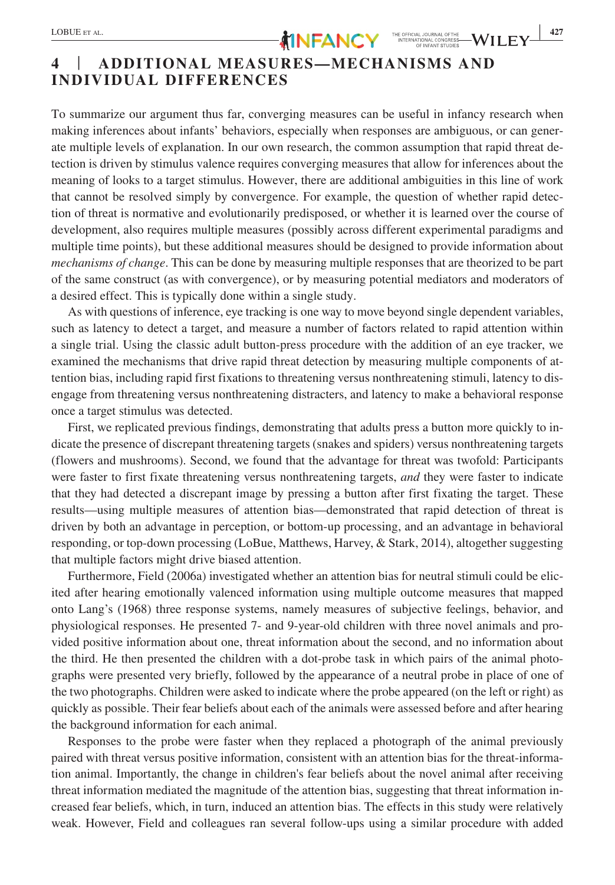## 4 | ADDITIONAL MEASURES—MECHANISMS AND INDIVIDUAL DIFFERENCES

To summarize our argument thus far, converging measures can be useful in infancy research when making inferences about infants' behaviors, especially when responses are ambiguous, or can generate multiple levels of explanation. In our own research, the common assumption that rapid threat detection is driven by stimulus valence requires converging measures that allow for inferences about the meaning of looks to a target stimulus. However, there are additional ambiguities in this line of work that cannot be resolved simply by convergence. For example, the question of whether rapid detection of threat is normative and evolutionarily predisposed, or whether it is learned over the course of development, also requires multiple measures (possibly across different experimental paradigms and multiple time points), but these additional measures should be designed to provide information about *mechanisms of change*. This can be done by measuring multiple responses that are theorized to be part of the same construct (as with convergence), or by measuring potential mediators and moderators of a desired effect. This is typically done within a single study.

As with questions of inference, eye tracking is one way to move beyond single dependent variables, such as latency to detect a target, and measure a number of factors related to rapid attention within a single trial. Using the classic adult button-press procedure with the addition of an eye tracker, we examined the mechanisms that drive rapid threat detection by measuring multiple components of attention bias, including rapid first fixations to threatening versus nonthreatening stimuli, latency to disengage from threatening versus nonthreatening distracters, and latency to make a behavioral response once a target stimulus was detected.

First, we replicated previous findings, demonstrating that adults press a button more quickly to indicate the presence of discrepant threatening targets (snakes and spiders) versus nonthreatening targets (flowers and mushrooms). Second, we found that the advantage for threat was twofold: Participants were faster to first fixate threatening versus nonthreatening targets, *and* they were faster to indicate that they had detected a discrepant image by pressing a button after first fixating the target. These results—using multiple measures of attention bias—demonstrated that rapid detection of threat is driven by both an advantage in perception, or bottom-up processing, and an advantage in behavioral responding, or top-down processing (LoBue, Matthews, Harvey, & Stark, 2014), altogether suggesting that multiple factors might drive biased attention.

Furthermore, Field (2006a) investigated whether an attention bias for neutral stimuli could be elicited after hearing emotionally valenced information using multiple outcome measures that mapped onto Lang's (1968) three response systems, namely measures of subjective feelings, behavior, and physiological responses. He presented 7- and 9-year-old children with three novel animals and provided positive information about one, threat information about the second, and no information about the third. He then presented the children with a dot-probe task in which pairs of the animal photographs were presented very briefly, followed by the appearance of a neutral probe in place of one of the two photographs. Children were asked to indicate where the probe appeared (on the left or right) as quickly as possible. Their fear beliefs about each of the animals were assessed before and after hearing the background information for each animal.

Responses to the probe were faster when they replaced a photograph of the animal previously paired with threat versus positive information, consistent with an attention bias for the threat-information animal. Importantly, the change in children's fear beliefs about the novel animal after receiving threat information mediated the magnitude of the attention bias, suggesting that threat information increased fear beliefs, which, in turn, induced an attention bias. The effects in this study were relatively weak. However, Field and colleagues ran several follow-ups using a similar procedure with added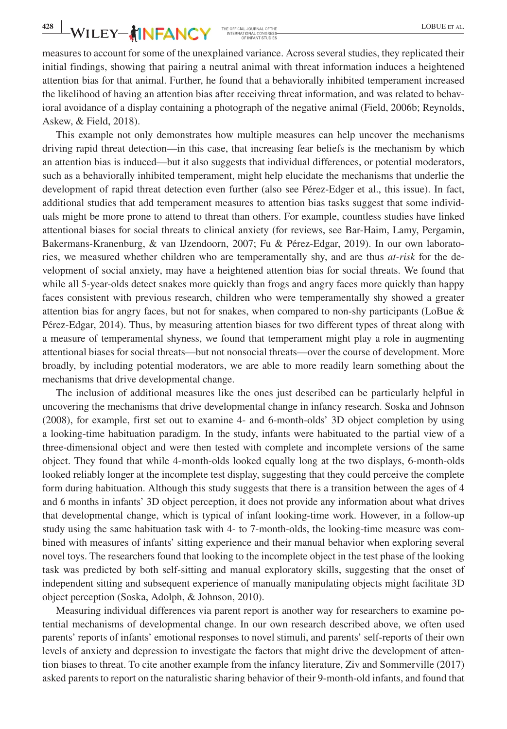measures to account for some of the unexplained variance. Across several studies, they replicated their initial findings, showing that pairing a neutral animal with threat information induces a heightened attention bias for that animal. Further, he found that a behaviorally inhibited temperament increased the likelihood of having an attention bias after receiving threat information, and was related to behavioral avoidance of a display containing a photograph of the negative animal (Field, 2006b; Reynolds, Askew, & Field, 2018).

This example not only demonstrates how multiple measures can help uncover the mechanisms driving rapid threat detection—in this case, that increasing fear beliefs is the mechanism by which an attention bias is induced—but it also suggests that individual differences, or potential moderators, such as a behaviorally inhibited temperament, might help elucidate the mechanisms that underlie the development of rapid threat detection even further (also see Pérez-Edger et al., this issue). In fact, additional studies that add temperament measures to attention bias tasks suggest that some individuals might be more prone to attend to threat than others. For example, countless studies have linked attentional biases for social threats to clinical anxiety (for reviews, see Bar-Haim, Lamy, Pergamin, Bakermans-Kranenburg, & van IJzendoorn, 2007; Fu & Pérez-Edgar, 2019). In our own laboratories, we measured whether children who are temperamentally shy, and are thus *at-risk* for the development of social anxiety, may have a heightened attention bias for social threats. We found that while all 5-year-olds detect snakes more quickly than frogs and angry faces more quickly than happy faces consistent with previous research, children who were temperamentally shy showed a greater attention bias for angry faces, but not for snakes, when compared to non-shy participants (LoBue & Pérez-Edgar, 2014). Thus, by measuring attention biases for two different types of threat along with a measure of temperamental shyness, we found that temperament might play a role in augmenting attentional biases for social threats—but not nonsocial threats—over the course of development. More broadly, by including potential moderators, we are able to more readily learn something about the mechanisms that drive developmental change.

The inclusion of additional measures like the ones just described can be particularly helpful in uncovering the mechanisms that drive developmental change in infancy research. Soska and Johnson (2008), for example, first set out to examine 4- and 6-month-olds' 3D object completion by using a looking-time habituation paradigm. In the study, infants were habituated to the partial view of a three-dimensional object and were then tested with complete and incomplete versions of the same object. They found that while 4-month-olds looked equally long at the two displays, 6-month-olds looked reliably longer at the incomplete test display, suggesting that they could perceive the complete form during habituation. Although this study suggests that there is a transition between the ages of 4 and 6 months in infants' 3D object perception, it does not provide any information about what drives that developmental change, which is typical of infant looking-time work. However, in a follow-up study using the same habituation task with 4- to 7-month-olds, the looking-time measure was combined with measures of infants' sitting experience and their manual behavior when exploring several novel toys. The researchers found that looking to the incomplete object in the test phase of the looking task was predicted by both self-sitting and manual exploratory skills, suggesting that the onset of independent sitting and subsequent experience of manually manipulating objects might facilitate 3D object perception (Soska, Adolph, & Johnson, 2010).

Measuring individual differences via parent report is another way for researchers to examine potential mechanisms of developmental change. In our own research described above, we often used parents' reports of infants' emotional responses to novel stimuli, and parents' self-reports of their own levels of anxiety and depression to investigate the factors that might drive the development of attention biases to threat. To cite another example from the infancy literature, Ziv and Sommerville (2017) asked parents to report on the naturalistic sharing behavior of their 9-month-old infants, and found that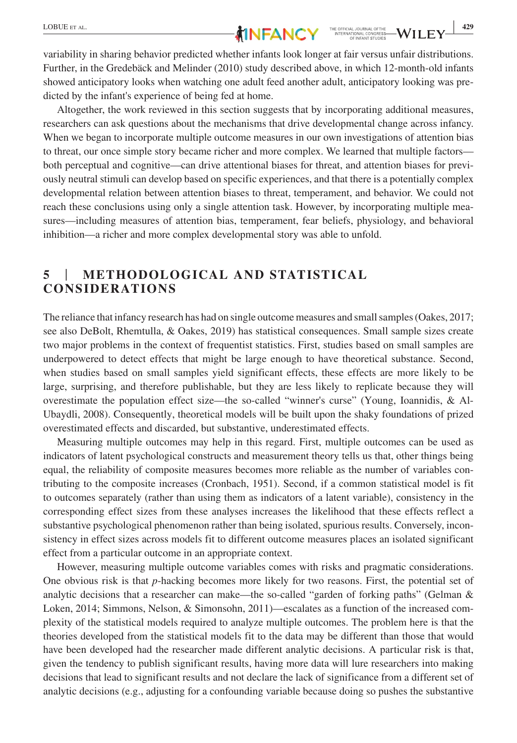variability in sharing behavior predicted whether infants look longer at fair versus unfair distributions. Further, in the Gredebäck and Melinder (2010) study described above, in which 12-month-old infants showed anticipatory looks when watching one adult feed another adult, anticipatory looking was predicted by the infant's experience of being fed at home.

Altogether, the work reviewed in this section suggests that by incorporating additional measures, researchers can ask questions about the mechanisms that drive developmental change across infancy. When we began to incorporate multiple outcome measures in our own investigations of attention bias to threat, our once simple story became richer and more complex. We learned that multiple factors—both perceptual and cognitive—can drive attentional biases for threat, and attention biases for previously neutral stimuli can develop based on specific experiences, and that there is a potentially complex developmental relation between attention biases to threat, temperament, and behavior. We could not reach these conclusions using only a single attention task. However, by incorporating multiple measures—including measures of attention bias, temperament, fear beliefs, physiology, and behavioral inhibition—a richer and more complex developmental story was able to unfold.

## 5 | METHODOLOGICAL AND STATISTICAL CONSIDERATIONS

The reliance that infancy research has had on single outcome measures and small samples (Oakes, 2017; see also DeBolt, Rhemtulla, & Oakes, 2019) has statistical consequences. Small sample sizes create two major problems in the context of frequentist statistics. First, studies based on small samples are underpowered to detect effects that might be large enough to have theoretical substance. Second, when studies based on small samples yield significant effects, these effects are more likely to be large, surprising, and therefore publishable, but they are less likely to replicate because they will overestimate the population effect size—the so-called "winner's curse" (Young, Ioannidis, & Al-Ubaydli, 2008). Consequently, theoretical models will be built upon the shaky foundations of prized overestimated effects and discarded, but substantive, underestimated effects.

Measuring multiple outcomes may help in this regard. First, multiple outcomes can be used as indicators of latent psychological constructs and measurement theory tells us that, other things being equal, the reliability of composite measures becomes more reliable as the number of variables contributing to the composite increases (Cronbach, 1951). Second, if a common statistical model is fit to outcomes separately (rather than using them as indicators of a latent variable), consistency in the corresponding effect sizes from these analyses increases the likelihood that these effects reflect a substantive psychological phenomenon rather than being isolated, spurious results. Conversely, inconsistency in effect sizes across models fit to different outcome measures places an isolated significant effect from a particular outcome in an appropriate context.

However, measuring multiple outcome variables comes with risks and pragmatic considerations. One obvious risk is that *p*-hacking becomes more likely for two reasons. First, the potential set of analytic decisions that a researcher can make—the so-called "garden of forking paths" (Gelman & Loken, 2014; Simmons, Nelson, & Simonsohn, 2011)—escalates as a function of the increased complexity of the statistical models required to analyze multiple outcomes. The problem here is that the theories developed from the statistical models fit to the data may be different than those that would have been developed had the researcher made different analytic decisions. A particular risk is that, given the tendency to publish significant results, having more data will lure researchers into making decisions that lead to significant results and not declare the lack of significance from a different set of analytic decisions (e.g., adjusting for a confounding variable because doing so pushes the substantive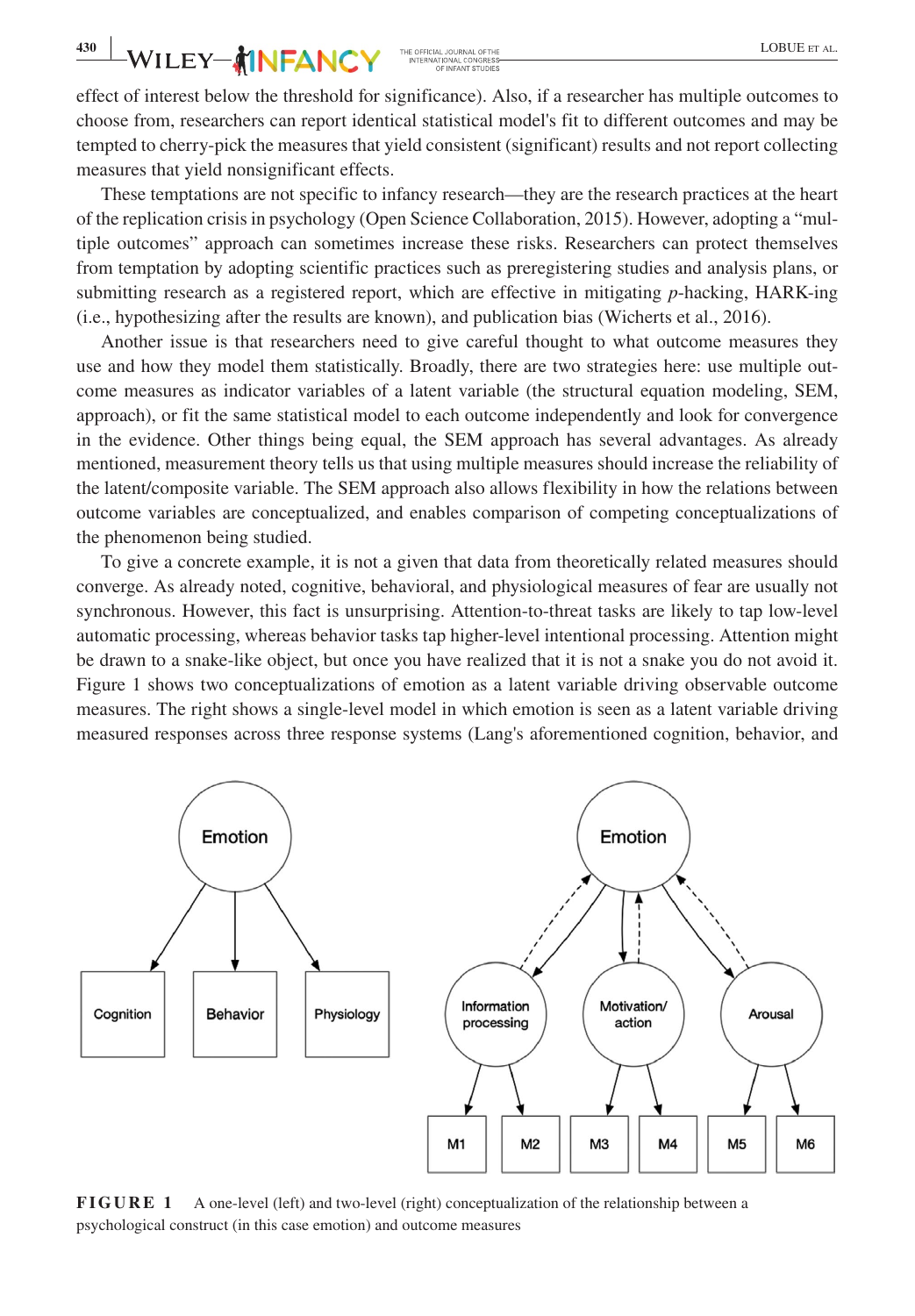effect of interest below the threshold for significance). Also, if a researcher has multiple outcomes to choose from, researchers can report identical statistical model's fit to different outcomes and may be tempted to cherry-pick the measures that yield consistent (significant) results and not report collecting measures that yield nonsignificant effects.

These temptations are not specific to infancy research—they are the research practices at the heart of the replication crisis in psychology (Open Science Collaboration, 2015). However, adopting a "multiple outcomes" approach can sometimes increase these risks. Researchers can protect themselves from temptation by adopting scientific practices such as preregistering studies and analysis plans, or submitting research as a registered report, which are effective in mitigating *p*-hacking, HARK-ing (i.e., hypothesizing after the results are known), and publication bias (Wicherts et al., 2016).

Another issue is that researchers need to give careful thought to what outcome measures they use and how they model them statistically. Broadly, there are two strategies here: use multiple outcome measures as indicator variables of a latent variable (the structural equation modeling, SEM, approach), or fit the same statistical model to each outcome independently and look for convergence in the evidence. Other things being equal, the SEM approach has several advantages. As already mentioned, measurement theory tells us that using multiple measures should increase the reliability of the latent/composite variable. The SEM approach also allows flexibility in how the relations between outcome variables are conceptualized, and enables comparison of competing conceptualizations of the phenomenon being studied.

To give a concrete example, it is not a given that data from theoretically related measures should converge. As already noted, cognitive, behavioral, and physiological measures of fear are usually not synchronous. However, this fact is unsurprising. Attention-to-threat tasks are likely to tap low-level automatic processing, whereas behavior tasks tap higher-level intentional processing. Attention might be drawn to a snake-like object, but once you have realized that it is not a snake you do not avoid it. Figure 1 shows two conceptualizations of emotion as a latent variable driving observable outcome measures. The right shows a single-level model in which emotion is seen as a latent variable driving measured responses across three response systems (Lang's aforementioned cognition, behavior, and

**FIGURE 1** A one-level (left) and two-level (right) conceptualization of the relationship between a psychological construct (in this case emotion) and outcome measures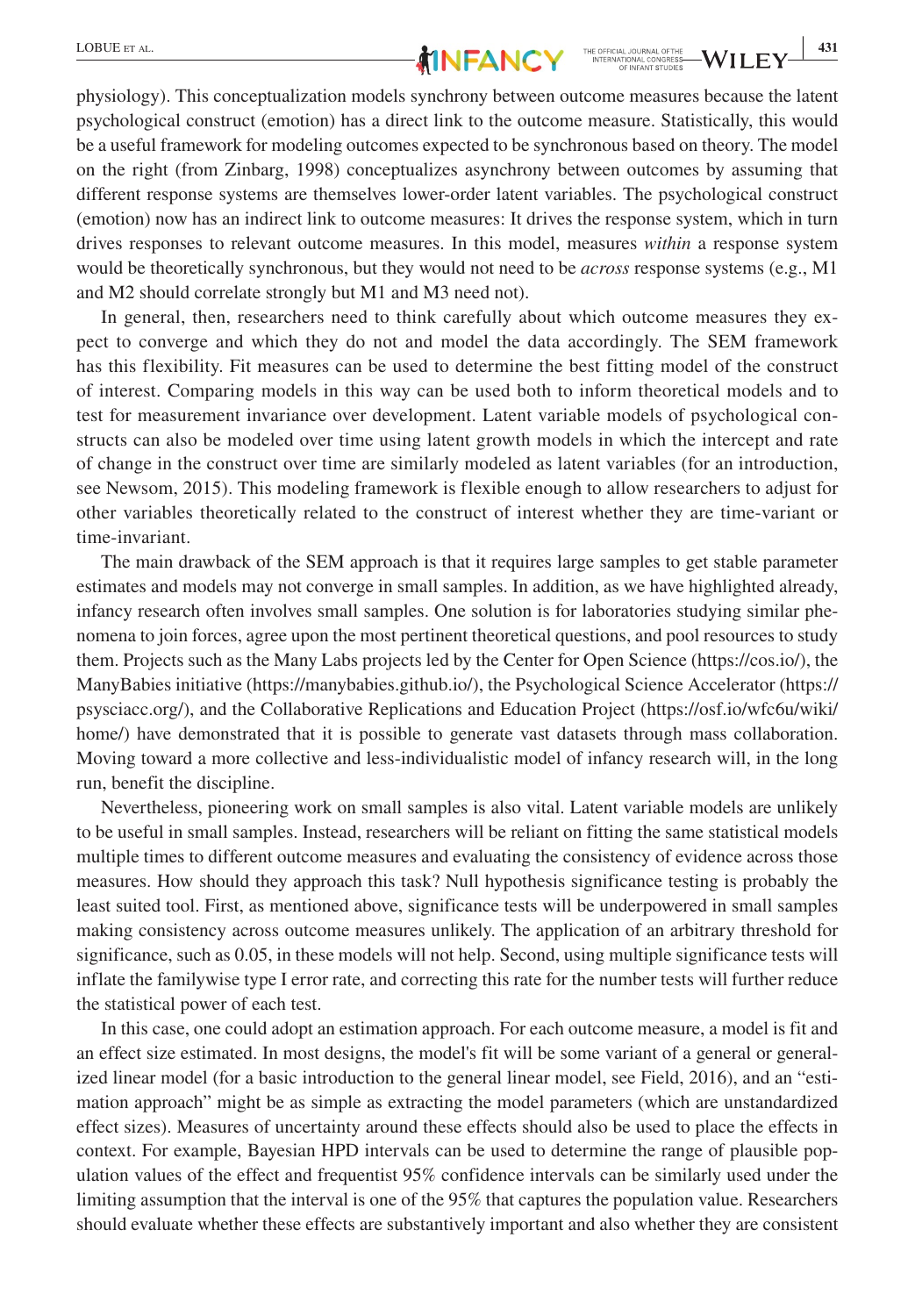physiology). This conceptualization models synchrony between outcome measures because the latent psychological construct (emotion) has a direct link to the outcome measure. Statistically, this would be a useful framework for modeling outcomes expected to be synchronous based on theory. The model on the right (from Zinbarg, 1998) conceptualizes asynchrony between outcomes by assuming that different response systems are themselves lower-order latent variables. The psychological construct (emotion) now has an indirect link to outcome measures: It drives the response system, which in turn drives responses to relevant outcome measures. In this model, measures *within* a response system would be theoretically synchronous, but they would not need to be *across* response systems (e.g., M1 and M2 should correlate strongly but M1 and M3 need not).

In general, then, researchers need to think carefully about which outcome measures they expect to converge and which they do not and model the data accordingly. The SEM framework has this flexibility. Fit measures can be used to determine the best fitting model of the construct of interest. Comparing models in this way can be used both to inform theoretical models and to test for measurement invariance over development. Latent variable models of psychological constructs can also be modeled over time using latent growth models in which the intercept and rate of change in the construct over time are similarly modeled as latent variables (for an introduction, see Newsom, 2015). This modeling framework is flexible enough to allow researchers to adjust for other variables theoretically related to the construct of interest whether they are time-variant or time-invariant.

The main drawback of the SEM approach is that it requires large samples to get stable parameter estimates and models may not converge in small samples. In addition, as we have highlighted already, infancy research often involves small samples. One solution is for laboratories studying similar phenomena to join forces, agree upon the most pertinent theoretical questions, and pool resources to study them. Projects such as the Many Labs projects led by the Center for Open Science (https://cos.io/), the ManyBabies initiative (https://manybabies.github.io/), the Psychological Science Accelerator (https://psysciacc.org/), and the Collaborative Replications and Education Project (https://osf.io/wfc6u/wiki/home/) have demonstrated that it is possible to generate vast datasets through mass collaboration. Moving toward a more collective and less-individualistic model of infancy research will, in the long run, benefit the discipline.

Nevertheless, pioneering work on small samples is also vital. Latent variable models are unlikely to be useful in small samples. Instead, researchers will be reliant on fitting the same statistical models multiple times to different outcome measures and evaluating the consistency of evidence across those measures. How should they approach this task? Null hypothesis significance testing is probably the least suited tool. First, as mentioned above, significance tests will be underpowered in small samples making consistency across outcome measures unlikely. The application of an arbitrary threshold for significance, such as 0.05, in these models will not help. Second, using multiple significance tests will inflate the familywise type I error rate, and correcting this rate for the number tests will further reduce the statistical power of each test.

In this case, one could adopt an estimation approach. For each outcome measure, a model is fit and an effect size estimated. In most designs, the model's fit will be some variant of a general or generalized linear model (for a basic introduction to the general linear model, see Field, 2016), and an "estimation approach" might be as simple as extracting the model parameters (which are unstandardized effect sizes). Measures of uncertainty around these effects should also be used to place the effects in context. For example, Bayesian HPD intervals can be used to determine the range of plausible population values of the effect and frequentist 95% confidence intervals can be similarly used under the limiting assumption that the interval is one of the 95% that captures the population value. Researchers should evaluate whether these effects are substantively important and also whether they are consistent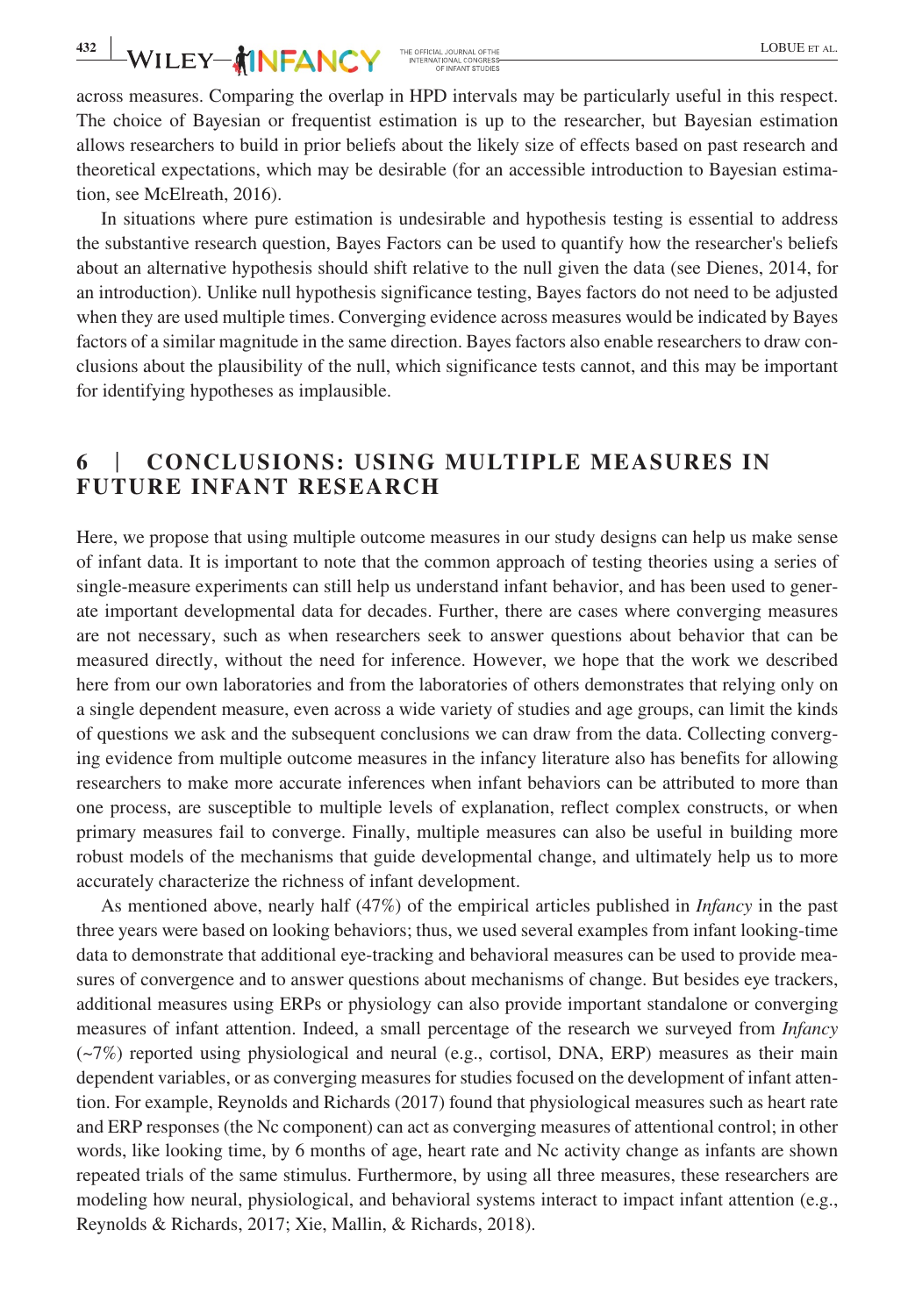across measures. Comparing the overlap in HPD intervals may be particularly useful in this respect. The choice of Bayesian or frequentist estimation is up to the researcher, but Bayesian estimation allows researchers to build in prior beliefs about the likely size of effects based on past research and theoretical expectations, which may be desirable (for an accessible introduction to Bayesian estimation, see McElreath, 2016).

In situations where pure estimation is undesirable and hypothesis testing is essential to address the substantive research question, Bayes Factors can be used to quantify how the researcher's beliefs about an alternative hypothesis should shift relative to the null given the data (see Dienes, 2014, for an introduction). Unlike null hypothesis significance testing, Bayes factors do not need to be adjusted when they are used multiple times. Converging evidence across measures would be indicated by Bayes factors of a similar magnitude in the same direction. Bayes factors also enable researchers to draw conclusions about the plausibility of the null, which significance tests cannot, and this may be important for identifying hypotheses as implausible.

# 6 | CONCLUSIONS: USING MULTIPLE MEASURES IN FUTURE INFANT RESEARCH

Here, we propose that using multiple outcome measures in our study designs can help us make sense of infant data. It is important to note that the common approach of testing theories using a series of single-measure experiments can still help us understand infant behavior, and has been used to generate important developmental data for decades. Further, there are cases where converging measures are not necessary, such as when researchers seek to answer questions about behavior that can be measured directly, without the need for inference. However, we hope that the work we described here from our own laboratories and from the laboratories of others demonstrates that relying only on a single dependent measure, even across a wide variety of studies and age groups, can limit the kinds of questions we ask and the subsequent conclusions we can draw from the data. Collecting converging evidence from multiple outcome measures in the infancy literature also has benefits for allowing researchers to make more accurate inferences when infant behaviors can be attributed to more than one process, are susceptible to multiple levels of explanation, reflect complex constructs, or when primary measures fail to converge. Finally, multiple measures can also be useful in building more robust models of the mechanisms that guide developmental change, and ultimately help us to more accurately characterize the richness of infant development.

As mentioned above, nearly half (47%) of the empirical articles published in *Infancy* in the past three years were based on looking behaviors; thus, we used several examples from infant looking-time data to demonstrate that additional eye-tracking and behavioral measures can be used to provide measures of convergence and to answer questions about mechanisms of change. But besides eye trackers, additional measures using ERPs or physiology can also provide important standalone or converging measures of infant attention. Indeed, a small percentage of the research we surveyed from *Infancy* (~7%) reported using physiological and neural (e.g., cortisol, DNA, ERP) measures as their main dependent variables, or as converging measures for studies focused on the development of infant attention. For example, Reynolds and Richards (2017) found that physiological measures such as heart rate and ERP responses (the Nc component) can act as converging measures of attentional control; in other words, like looking time, by 6 months of age, heart rate and Nc activity change as infants are shown repeated trials of the same stimulus. Furthermore, by using all three measures, these researchers are modeling how neural, physiological, and behavioral systems interact to impact infant attention (e.g., Reynolds & Richards, 2017; Xie, Mallin, & Richards, 2018).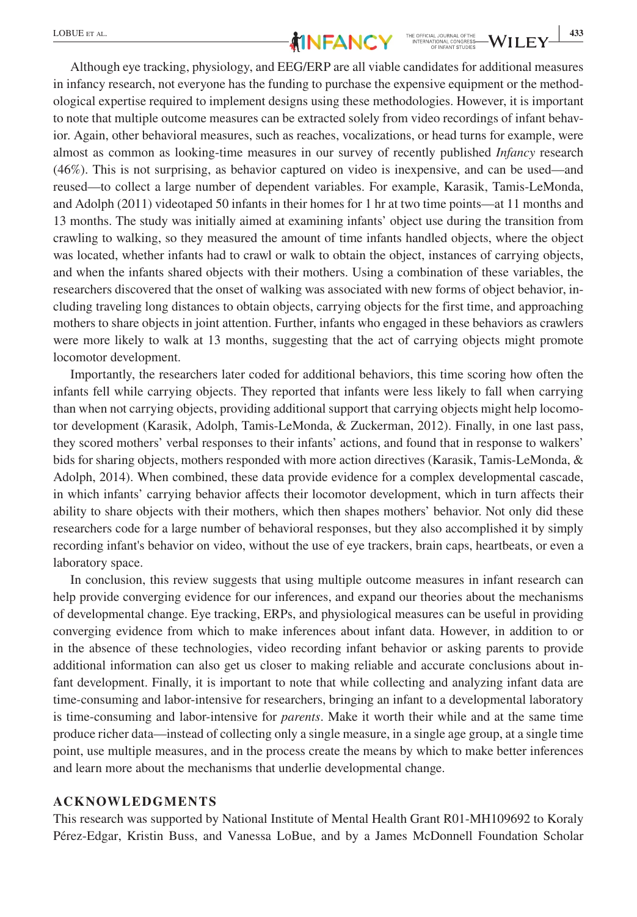Although eye tracking, physiology, and EEG/ERP are all viable candidates for additional measures in infancy research, not everyone has the funding to purchase the expensive equipment or the methodological expertise required to implement designs using these methodologies. However, it is important to note that multiple outcome measures can be extracted solely from video recordings of infant behavior. Again, other behavioral measures, such as reaches, vocalizations, or head turns for example, were almost as common as looking-time measures in our survey of recently published *Infancy* research (46%). This is not surprising, as behavior captured on video is inexpensive, and can be used—and reused—to collect a large number of dependent variables. For example, Karasik, Tamis-LeMonda, and Adolph (2011) videotaped 50 infants in their homes for 1 hr at two time points—at 11 months and 13 months. The study was initially aimed at examining infants' object use during the transition from crawling to walking, so they measured the amount of time infants handled objects, where the object was located, whether infants had to crawl or walk to obtain the object, instances of carrying objects, and when the infants shared objects with their mothers. Using a combination of these variables, the researchers discovered that the onset of walking was associated with new forms of object behavior, including traveling long distances to obtain objects, carrying objects for the first time, and approaching mothers to share objects in joint attention. Further, infants who engaged in these behaviors as crawlers were more likely to walk at 13 months, suggesting that the act of carrying objects might promote locomotor development.

Importantly, the researchers later coded for additional behaviors, this time scoring how often the infants fell while carrying objects. They reported that infants were less likely to fall when carrying than when not carrying objects, providing additional support that carrying objects might help locomotor development (Karasik, Adolph, Tamis-LeMonda, & Zuckerman, 2012). Finally, in one last pass, they scored mothers' verbal responses to their infants' actions, and found that in response to walkers' bids for sharing objects, mothers responded with more action directives (Karasik, Tamis-LeMonda, & Adolph, 2014). When combined, these data provide evidence for a complex developmental cascade, in which infants' carrying behavior affects their locomotor development, which in turn affects their ability to share objects with their mothers, which then shapes mothers' behavior. Not only did these researchers code for a large number of behavioral responses, but they also accomplished it by simply recording infant's behavior on video, without the use of eye trackers, brain caps, heartbeats, or even a laboratory space.

In conclusion, this review suggests that using multiple outcome measures in infant research can help provide converging evidence for our inferences, and expand our theories about the mechanisms of developmental change. Eye tracking, ERPs, and physiological measures can be useful in providing converging evidence from which to make inferences about infant data. However, in addition to or in the absence of these technologies, video recording infant behavior or asking parents to provide additional information can also get us closer to making reliable and accurate conclusions about infant development. Finally, it is important to note that while collecting and analyzing infant data are time-consuming and labor-intensive for researchers, bringing an infant to a developmental laboratory is time-consuming and labor-intensive for *parents*. Make it worth their while and at the same time produce richer data—instead of collecting only a single measure, in a single age group, at a single time point, use multiple measures, and in the process create the means by which to make better inferences and learn more about the mechanisms that underlie developmental change.

## ACKNOWLEDGMENTS

This research was supported by National Institute of Mental Health Grant R01-MH109692 to Koraly Pérez-Edgar, Kristin Buss, and Vanessa LoBue, and by a James McDonnell Foundation Scholar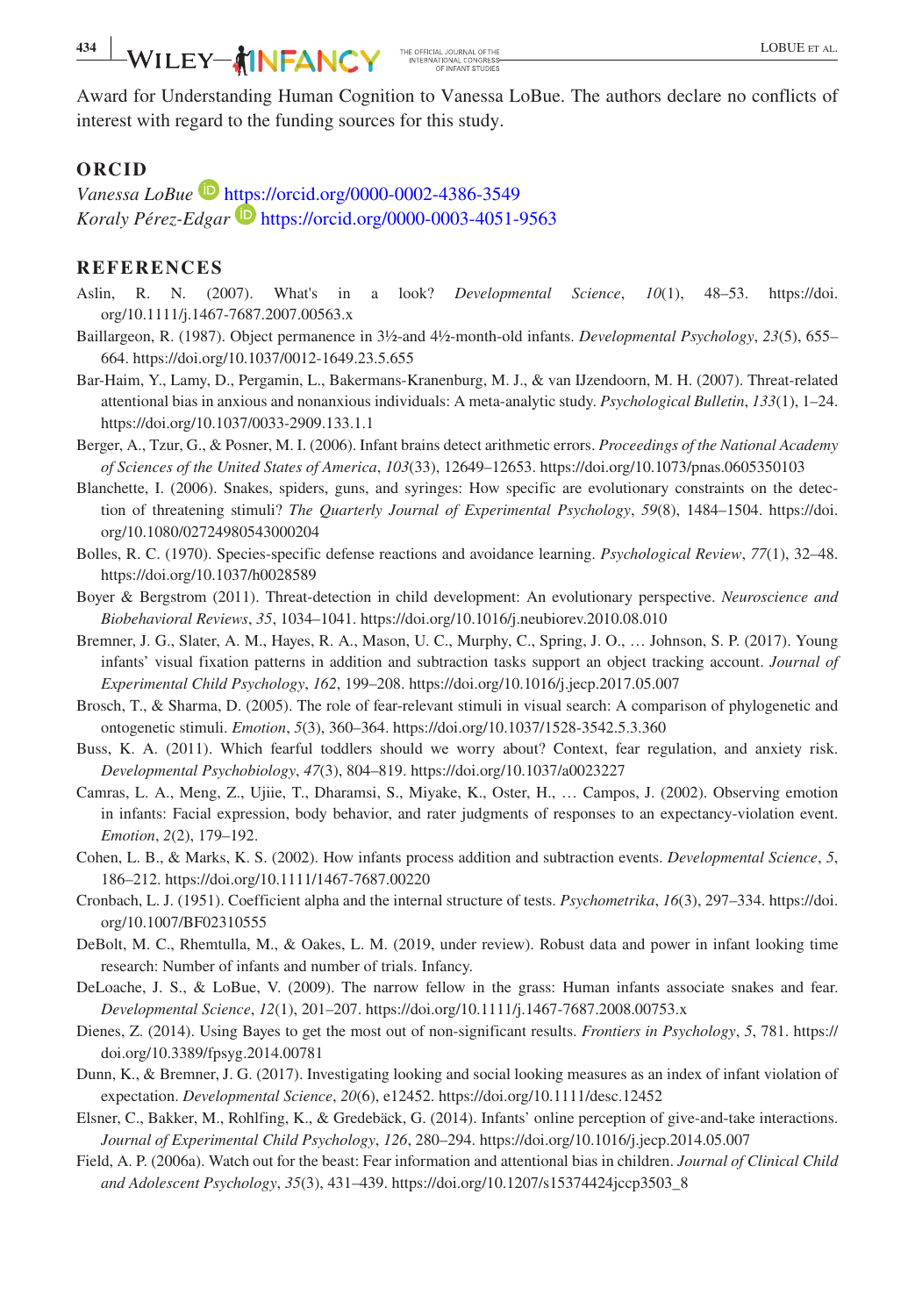Award for Understanding Human Cognition to Vanessa LoBue. The authors declare no conflicts of interest with regard to the funding sources for this study.

## ORCID

*Vanessa LoBue* https://orcid.org/0000-0002-4386-3549
*Koraly Pérez-Edgar* https://orcid.org/0000-0003-4051-9563

## REFERENCES

Aslin, R. N. (2007). What's in a look? *Developmental Science*, *10*(1), 48–53. https://doi.org/10.1111/j.1467-7687.2007.00563.x

Baillargeon, R. (1987). Object permanence in 3½-and 4½-month-old infants. *Developmental Psychology*, *23*(5), 655–664. https://doi.org/10.1037/0012-1649.23.5.655

Bar-Haim, Y., Lamy, D., Pergamin, L., Bakermans-Kranenburg, M. J., & van IJzendoorn, M. H. (2007). Threat-related attentional bias in anxious and nonanxious individuals: A meta-analytic study. *Psychological Bulletin*, *133*(1), 1–24. https://doi.org/10.1037/0033-2909.133.1.1

Berger, A., Tzur, G., & Posner, M. I. (2006). Infant brains detect arithmetic errors. *Proceedings of the National Academy of Sciences of the United States of America*, *103*(33), 12649–12653. https://doi.org/10.1073/pnas.0605350103

Blanchette, I. (2006). Snakes, spiders, guns, and syringes: How specific are evolutionary constraints on the detection of threatening stimuli? *The Quarterly Journal of Experimental Psychology*, *59*(8), 1484–1504. https://doi.org/10.1080/02724980543000204

Bolles, R. C. (1970). Species-specific defense reactions and avoidance learning. *Psychological Review*, *77*(1), 32–48. https://doi.org/10.1037/h0028589

Boyer & Bergstrom (2011). Threat-detection in child development: An evolutionary perspective. *Neuroscience and Biobehavioral Reviews*, *35*, 1034–1041. https://doi.org/10.1016/j.neubiorev.2010.08.010

Bremner, J. G., Slater, A. M., Hayes, R. A., Mason, U. C., Murphy, C., Spring, J. O., … Johnson, S. P. (2017). Young infants' visual fixation patterns in addition and subtraction tasks support an object tracking account. *Journal of Experimental Child Psychology*, *162*, 199–208. https://doi.org/10.1016/j.jecp.2017.05.007

Brosch, T., & Sharma, D. (2005). The role of fear-relevant stimuli in visual search: A comparison of phylogenetic and ontogenetic stimuli. *Emotion*, *5*(3), 360–364. https://doi.org/10.1037/1528-3542.5.3.360

Buss, K. A. (2011). Which fearful toddlers should we worry about? Context, fear regulation, and anxiety risk. *Developmental Psychobiology*, *47*(3), 804–819. https://doi.org/10.1037/a0023227

Camras, L. A., Meng, Z., Ujiie, T., Dharamsi, S., Miyake, K., Oster, H., … Campos, J. (2002). Observing emotion in infants: Facial expression, body behavior, and rater judgments of responses to an expectancy-violation event. *Emotion*, *2*(2), 179–192.

Cohen, L. B., & Marks, K. S. (2002). How infants process addition and subtraction events. *Developmental Science*, *5*, 186–212. https://doi.org/10.1111/1467-7687.00220

Cronbach, L. J. (1951). Coefficient alpha and the internal structure of tests. *Psychometrika*, *16*(3), 297–334. https://doi.org/10.1007/BF02310555

DeBolt, M. C., Rhemtulla, M., & Oakes, L. M. (2019, under review). Robust data and power in infant looking time research: Number of infants and number of trials. Infancy.

DeLoache, J. S., & LoBue, V. (2009). The narrow fellow in the grass: Human infants associate snakes and fear. *Developmental Science*, *12*(1), 201–207. https://doi.org/10.1111/j.1467-7687.2008.00753.x

Dienes, Z. (2014). Using Bayes to get the most out of non-significant results. *Frontiers in Psychology*, *5*, 781. https://doi.org/10.3389/fpsyg.2014.00781

Dunn, K., & Bremner, J. G. (2017). Investigating looking and social looking measures as an index of infant violation of expectation. *Developmental Science*, *20*(6), e12452. https://doi.org/10.1111/desc.12452

Elsner, C., Bakker, M., Rohlfing, K., & Gredebäck, G. (2014). Infants' online perception of give-and-take interactions. *Journal of Experimental Child Psychology*, *126*, 280–294. https://doi.org/10.1016/j.jecp.2014.05.007

Field, A. P. (2006a). Watch out for the beast: Fear information and attentional bias in children. *Journal of Clinical Child and Adolescent Psychology*, *35*(3), 431–439. https://doi.org/10.1207/s15374424jccp3503_8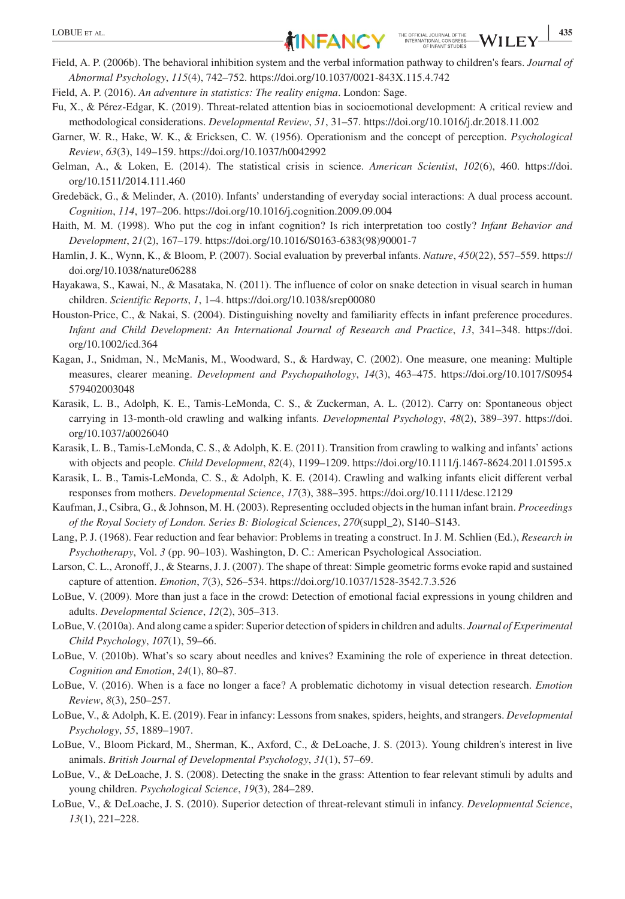Field, A. P. (2006b). The behavioral inhibition system and the verbal information pathway to children's fears. *Journal of Abnormal Psychology*, *115*(4), 742–752. https://doi.org/10.1037/0021-843X.115.4.742

Field, A. P. (2016). *An adventure in statistics: The reality enigma*. London: Sage.

Fu, X., & Pérez-Edgar, K. (2019). Threat-related attention bias in socioemotional development: A critical review and methodological considerations. *Developmental Review*, *51*, 31–57. https://doi.org/10.1016/j.dr.2018.11.002

Garner, W. R., Hake, W. K., & Ericksen, C. W. (1956). Operationism and the concept of perception. *Psychological Review*, *63*(3), 149–159. https://doi.org/10.1037/h0042992

Gelman, A., & Loken, E. (2014). The statistical crisis in science. *American Scientist*, *102*(6), 460. https://doi.org/10.1511/2014.111.460

Gredebäck, G., & Melinder, A. (2010). Infants' understanding of everyday social interactions: A dual process account. *Cognition*, *114*, 197–206. https://doi.org/10.1016/j.cognition.2009.09.004

Haith, M. M. (1998). Who put the cog in infant cognition? Is rich interpretation too costly? *Infant Behavior and Development*, *21*(2), 167–179. https://doi.org/10.1016/S0163-6383(98)90001-7

Hamlin, J. K., Wynn, K., & Bloom, P. (2007). Social evaluation by preverbal infants. *Nature*, *450*(22), 557–559. https://doi.org/10.1038/nature06288

Hayakawa, S., Kawai, N., & Masataka, N. (2011). The influence of color on snake detection in visual search in human children. *Scientific Reports*, *1*, 1–4. https://doi.org/10.1038/srep00080

Houston-Price, C., & Nakai, S. (2004). Distinguishing novelty and familiarity effects in infant preference procedures. *Infant and Child Development: An International Journal of Research and Practice*, *13*, 341–348. https://doi.org/10.1002/icd.364

Kagan, J., Snidman, N., McManis, M., Woodward, S., & Hardway, C. (2002). One measure, one meaning: Multiple measures, clearer meaning. *Development and Psychopathology*, *14*(3), 463–475. https://doi.org/10.1017/S0954579402003048

Karasik, L. B., Adolph, K. E., Tamis-LeMonda, C. S., & Zuckerman, A. L. (2012). Carry on: Spontaneous object carrying in 13-month-old crawling and walking infants. *Developmental Psychology*, *48*(2), 389–397. https://doi.org/10.1037/a0026040

Karasik, L. B., Tamis-LeMonda, C. S., & Adolph, K. E. (2011). Transition from crawling to walking and infants' actions with objects and people. *Child Development*, *82*(4), 1199–1209. https://doi.org/10.1111/j.1467-8624.2011.01595.x

Karasik, L. B., Tamis-LeMonda, C. S., & Adolph, K. E. (2014). Crawling and walking infants elicit different verbal responses from mothers. *Developmental Science*, *17*(3), 388–395. https://doi.org/10.1111/desc.12129

Kaufman, J., Csibra, G., & Johnson, M. H. (2003). Representing occluded objects in the human infant brain. *Proceedings of the Royal Society of London. Series B: Biological Sciences*, *270*(suppl_2), S140–S143.

Lang, P. J. (1968). Fear reduction and fear behavior: Problems in treating a construct. In J. M. Schlien (Ed.), *Research in Psychotherapy*, Vol. *3* (pp. 90–103). Washington, D. C.: American Psychological Association.

Larson, C. L., Aronoff, J., & Stearns, J. J. (2007). The shape of threat: Simple geometric forms evoke rapid and sustained capture of attention. *Emotion*, *7*(3), 526–534. https://doi.org/10.1037/1528-3542.7.3.526

LoBue, V. (2009). More than just a face in the crowd: Detection of emotional facial expressions in young children and adults. *Developmental Science*, *12*(2), 305–313.

LoBue, V. (2010a). And along came a spider: Superior detection of spiders in children and adults. *Journal of Experimental Child Psychology*, *107*(1), 59–66.

LoBue, V. (2010b). What's so scary about needles and knives? Examining the role of experience in threat detection. *Cognition and Emotion*, *24*(1), 80–87.

LoBue, V. (2016). When is a face no longer a face? A problematic dichotomy in visual detection research. *Emotion Review*, *8*(3), 250–257.

LoBue, V., & Adolph, K. E. (2019). Fear in infancy: Lessons from snakes, spiders, heights, and strangers. *Developmental Psychology*, *55*, 1889–1907.

LoBue, V., Bloom Pickard, M., Sherman, K., Axford, C., & DeLoache, J. S. (2013). Young children's interest in live animals. *British Journal of Developmental Psychology*, *31*(1), 57–69.

LoBue, V., & DeLoache, J. S. (2008). Detecting the snake in the grass: Attention to fear relevant stimuli by adults and young children. *Psychological Science*, *19*(3), 284–289.

LoBue, V., & DeLoache, J. S. (2010). Superior detection of threat-relevant stimuli in infancy. *Developmental Science*, *13*(1), 221–228.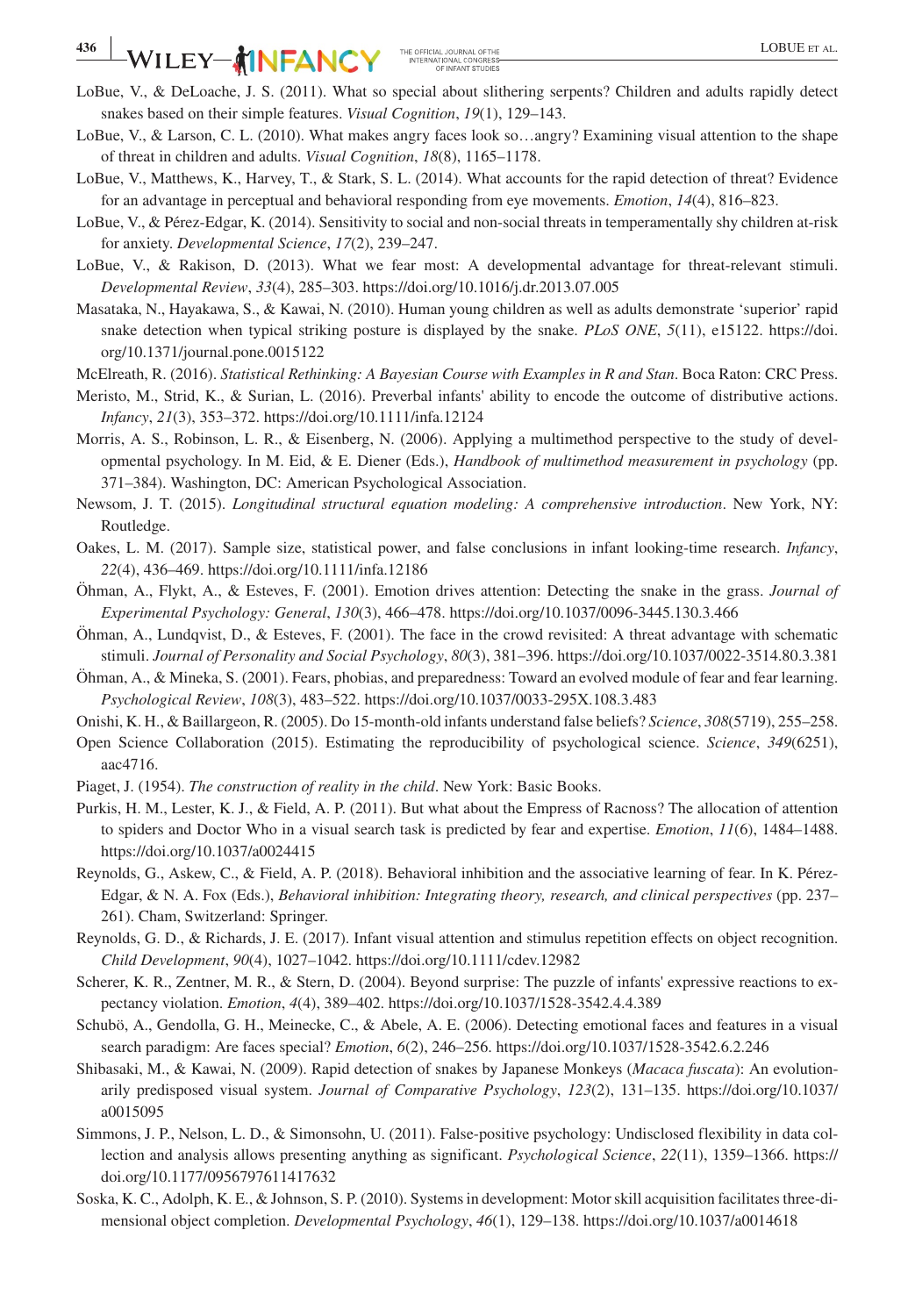LoBue, V., & DeLoache, J. S. (2011). What so special about slithering serpents? Children and adults rapidly detect snakes based on their simple features. *Visual Cognition*, *19*(1), 129–143.

LoBue, V., & Larson, C. L. (2010). What makes angry faces look so…angry? Examining visual attention to the shape of threat in children and adults. *Visual Cognition*, *18*(8), 1165–1178.

LoBue, V., Matthews, K., Harvey, T., & Stark, S. L. (2014). What accounts for the rapid detection of threat? Evidence for an advantage in perceptual and behavioral responding from eye movements. *Emotion*, *14*(4), 816–823.

LoBue, V., & Pérez-Edgar, K. (2014). Sensitivity to social and non-social threats in temperamentally shy children at-risk for anxiety. *Developmental Science*, *17*(2), 239–247.

LoBue, V., & Rakison, D. (2013). What we fear most: A developmental advantage for threat-relevant stimuli. *Developmental Review*, *33*(4), 285–303. https://doi.org/10.1016/j.dr.2013.07.005

Masataka, N., Hayakawa, S., & Kawai, N. (2010). Human young children as well as adults demonstrate 'superior' rapid snake detection when typical striking posture is displayed by the snake. *PLoS ONE*, *5*(11), e15122. https://doi.org/10.1371/journal.pone.0015122

McElreath, R. (2016). *Statistical Rethinking: A Bayesian Course with Examples in R and Stan*. Boca Raton: CRC Press.

Meristo, M., Strid, K., & Surian, L. (2016). Preverbal infants' ability to encode the outcome of distributive actions. *Infancy*, *21*(3), 353–372. https://doi.org/10.1111/infa.12124

Morris, A. S., Robinson, L. R., & Eisenberg, N. (2006). Applying a multimethod perspective to the study of developmental psychology. In M. Eid, & E. Diener (Eds.), *Handbook of multimethod measurement in psychology* (pp. 371–384). Washington, DC: American Psychological Association.

Newsom, J. T. (2015). *Longitudinal structural equation modeling: A comprehensive introduction*. New York, NY: Routledge.

Oakes, L. M. (2017). Sample size, statistical power, and false conclusions in infant looking-time research. *Infancy*, *22*(4), 436–469. https://doi.org/10.1111/infa.12186

Öhman, A., Flykt, A., & Esteves, F. (2001). Emotion drives attention: Detecting the snake in the grass. *Journal of Experimental Psychology: General*, *130*(3), 466–478. https://doi.org/10.1037/0096-3445.130.3.466

Öhman, A., Lundqvist, D., & Esteves, F. (2001). The face in the crowd revisited: A threat advantage with schematic stimuli. *Journal of Personality and Social Psychology*, *80*(3), 381–396. https://doi.org/10.1037/0022-3514.80.3.381

Öhman, A., & Mineka, S. (2001). Fears, phobias, and preparedness: Toward an evolved module of fear and fear learning. *Psychological Review*, *108*(3), 483–522. https://doi.org/10.1037/0033-295X.108.3.483

Onishi, K. H., & Baillargeon, R. (2005). Do 15-month-old infants understand false beliefs? *Science*, *308*(5719), 255–258.

Open Science Collaboration (2015). Estimating the reproducibility of psychological science. *Science*, *349*(6251), aac4716.

Piaget, J. (1954). *The construction of reality in the child*. New York: Basic Books.

Purkis, H. M., Lester, K. J., & Field, A. P. (2011). But what about the Empress of Racnoss? The allocation of attention to spiders and Doctor Who in a visual search task is predicted by fear and expertise. *Emotion*, *11*(6), 1484–1488. https://doi.org/10.1037/a0024415

Reynolds, G., Askew, C., & Field, A. P. (2018). Behavioral inhibition and the associative learning of fear. In K. Pérez-Edgar, & N. A. Fox (Eds.), *Behavioral inhibition: Integrating theory, research, and clinical perspectives* (pp. 237–261). Cham, Switzerland: Springer.

Reynolds, G. D., & Richards, J. E. (2017). Infant visual attention and stimulus repetition effects on object recognition. *Child Development*, *90*(4), 1027–1042. https://doi.org/10.1111/cdev.12982

Scherer, K. R., Zentner, M. R., & Stern, D. (2004). Beyond surprise: The puzzle of infants' expressive reactions to expectancy violation. *Emotion*, *4*(4), 389–402. https://doi.org/10.1037/1528-3542.4.4.389

Schubö, A., Gendolla, G. H., Meinecke, C., & Abele, A. E. (2006). Detecting emotional faces and features in a visual search paradigm: Are faces special? *Emotion*, *6*(2), 246–256. https://doi.org/10.1037/1528-3542.6.2.246

Shibasaki, M., & Kawai, N. (2009). Rapid detection of snakes by Japanese Monkeys (*Macaca fuscata*): An evolutionarily predisposed visual system. *Journal of Comparative Psychology*, *123*(2), 131–135. https://doi.org/10.1037/a0015095

Simmons, J. P., Nelson, L. D., & Simonsohn, U. (2011). False-positive psychology: Undisclosed flexibility in data collection and analysis allows presenting anything as significant. *Psychological Science*, *22*(11), 1359–1366. https://doi.org/10.1177/0956797611417632

Soska, K. C., Adolph, K. E., & Johnson, S. P. (2010). Systems in development: Motor skill acquisition facilitates three-dimensional object completion. *Developmental Psychology*, *46*(1), 129–138. https://doi.org/10.1037/a0014618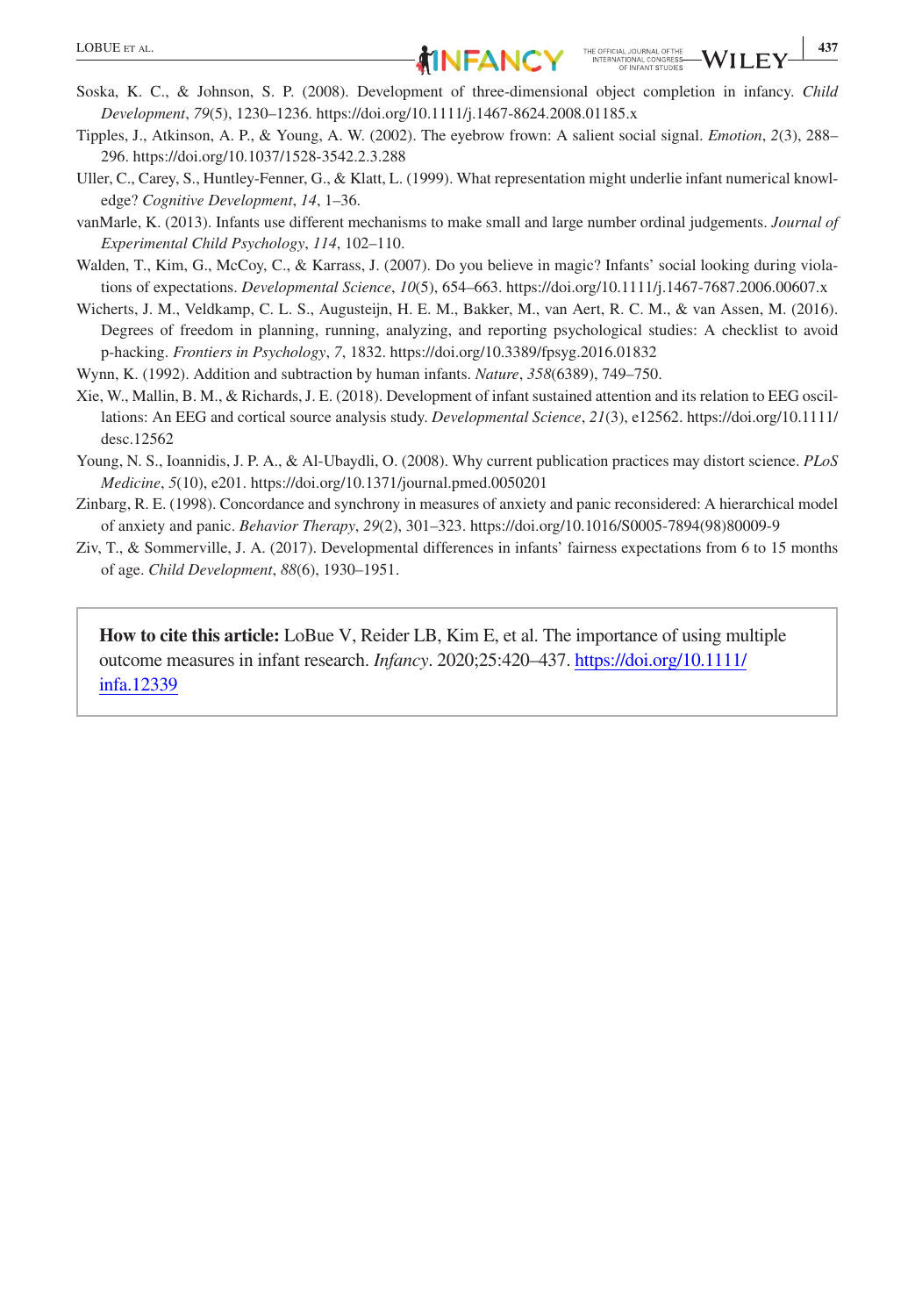Soska, K. C., & Johnson, S. P. (2008). Development of three-dimensional object completion in infancy. *Child Development*, *79*(5), 1230–1236. https://doi.org/10.1111/j.1467-8624.2008.01185.x

Tipples, J., Atkinson, A. P., & Young, A. W. (2002). The eyebrow frown: A salient social signal. *Emotion*, *2*(3), 288–296. https://doi.org/10.1037/1528-3542.2.3.288

Uller, C., Carey, S., Huntley-Fenner, G., & Klatt, L. (1999). What representation might underlie infant numerical knowledge? *Cognitive Development*, *14*, 1–36.

vanMarle, K. (2013). Infants use different mechanisms to make small and large number ordinal judgements. *Journal of Experimental Child Psychology*, *114*, 102–110.

Walden, T., Kim, G., McCoy, C., & Karrass, J. (2007). Do you believe in magic? Infants' social looking during violations of expectations. *Developmental Science*, *10*(5), 654–663. https://doi.org/10.1111/j.1467-7687.2006.00607.x

Wicherts, J. M., Veldkamp, C. L. S., Augusteijn, H. E. M., Bakker, M., van Aert, R. C. M., & van Assen, M. (2016). Degrees of freedom in planning, running, analyzing, and reporting psychological studies: A checklist to avoid p-hacking. *Frontiers in Psychology*, *7*, 1832. https://doi.org/10.3389/fpsyg.2016.01832

Wynn, K. (1992). Addition and subtraction by human infants. *Nature*, *358*(6389), 749–750.

Xie, W., Mallin, B. M., & Richards, J. E. (2018). Development of infant sustained attention and its relation to EEG oscillations: An EEG and cortical source analysis study. *Developmental Science*, *21*(3), e12562. https://doi.org/10.1111/desc.12562

Young, N. S., Ioannidis, J. P. A., & Al-Ubaydli, O. (2008). Why current publication practices may distort science. *PLoS Medicine*, *5*(10), e201. https://doi.org/10.1371/journal.pmed.0050201

Zinbarg, R. E. (1998). Concordance and synchrony in measures of anxiety and panic reconsidered: A hierarchical model of anxiety and panic. *Behavior Therapy*, *29*(2), 301–323. https://doi.org/10.1016/S0005-7894(98)80009-9

Ziv, T., & Sommerville, J. A. (2017). Developmental differences in infants' fairness expectations from 6 to 15 months of age. *Child Development*, *88*(6), 1930–1951.

**How to cite this article:** LoBue V, Reider LB, Kim E, et al. The importance of using multiple outcome measures in infant research. *Infancy*. 2020;25:420–437. https://doi.org/10.1111/infa.12339